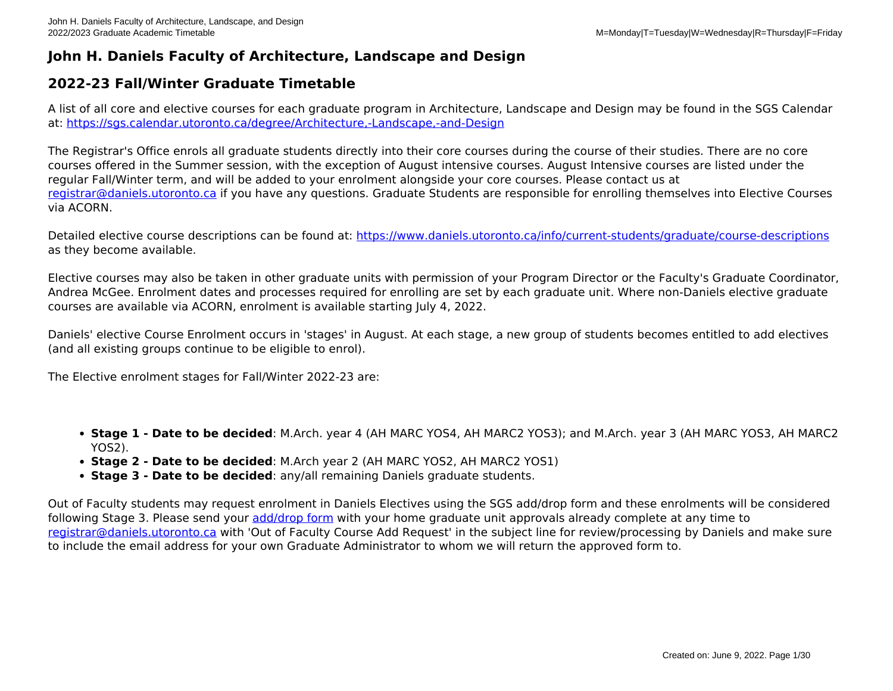# John H. Daniels Faculty of Architecture, Landscape and Design

## 2022-23 Fall/Winter Graduate Timetable

A list of all core and elective courses for each graduate program in Architecture, Landscape and Design may be found in the SGS Calendar at: [https://sgs.calendar.utoronto.ca/degree/Architecture,-Landscape,-and-Design](https://sgs.calendar.utoronto.ca/degree/Architecture,-Landscape,-and-Design)

The Registrar's Office enrols all graduate students directly into their core courses during the course of their studies. There are no core courses offered in the Summer session, with the exception of August intensive courses. August Intensive courses are listed under the regular Fall/Winter term, and will be added to your enrolment alongside your core courses. Please contact us at [registrar@daniels.utoronto.ca](mailto:registrar@daniels.utoronto.ca) if you have any questions. Graduate Students are responsible for enrolling themselves into Elective Courses via ACORN.

Detailed elective course descriptions can be found at: [https://www.daniels.utoronto.ca/info/current-students/graduate/course-descriptions](https://www.daniels.utoronto.ca/info/current-students/graduate/course-descriptions) as they become available.

Elective courses may also be taken in other graduate units with permission of your Program Director or the Faculty's Graduate Coordinator, Andrea McGee. Enrolment dates and processes required for enrolling are set by each graduate unit. Where non-Daniels elective graduate courses are available via ACORN, enrolment is available starting July 4, 2022.

Daniels' elective Course Enrolment occurs in 'stages' in August. At each stage, a new group of students becomes entitled to add electives (and all existing groups continue to be eligible to enrol).

The Elective enrolment stages for Fall/Winter 2022-23 are:

- **Stage 1 - Date to be decided**: M.Arch. year 4 (AH MARC YOS4, AH MARC2 YOS3); and M.Arch. year 3 (AH MARC YOS3, AH MARC2 YOS2).
- **Stage 2 - Date to be decided**: M.Arch year 2 (AH MARC YOS2, AH MARC2 YOS1)
- **Stage 3 - Date to be decided**: any/all remaining Daniels graduate students.

Out of Faculty students may request enrolment in Daniels Electives using the SGS add/drop form and these enrolments will be considered following Stage 3. Please send your add/drop form with your home graduate unit approvals already complete at any time to [registrar@daniels.utoronto.ca](mailto:registrar@daniels.utoronto.ca) with 'Out of Faculty Course Add Request' in the subject line for review/processing by Daniels and make sure to include the email address for your own Graduate Administrator to whom we will return the approved form to.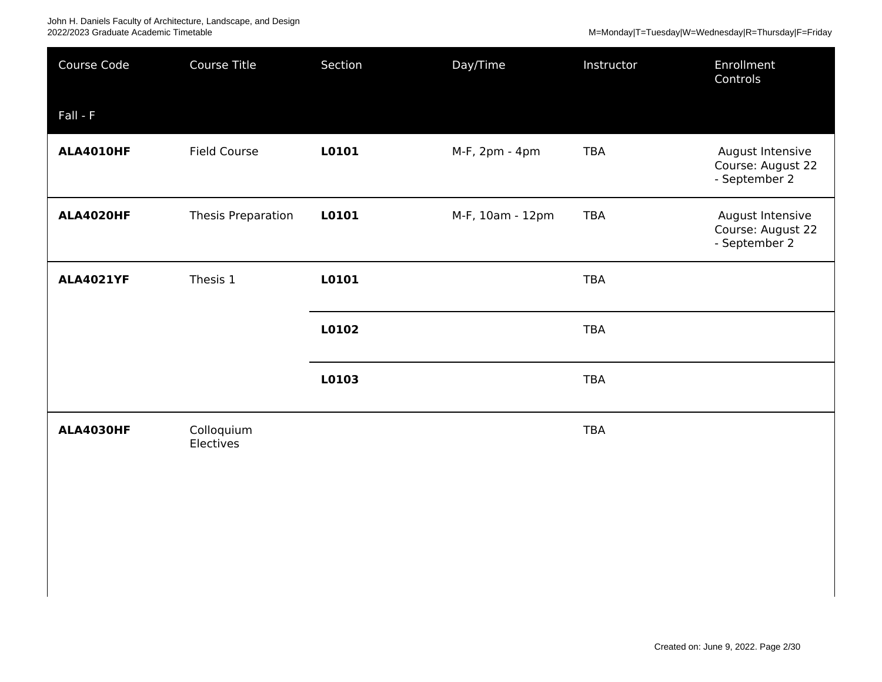| Course Code | Course Title | Section | Day/Time | Instructor | Enrollment Controls |
|---|---|---|---|---|---|
| Fall - F | | | | | |
| **ALA4010HF** | Field Course | **L0101** | M-F, 2pm - 4pm | TBA | August Intensive Course: August 22 - September 2 |
| **ALA4020HF** | Thesis Preparation | **L0101** | M-F, 10am - 12pm | TBA | August Intensive Course: August 22 - September 2 |
| **ALA4021YF** | Thesis 1 | **L0101** | | TBA | |
| | | **L0102** | | TBA | |
| | | **L0103** | | TBA | |
| **ALA4030HF** | Colloquium Electives | | | TBA | |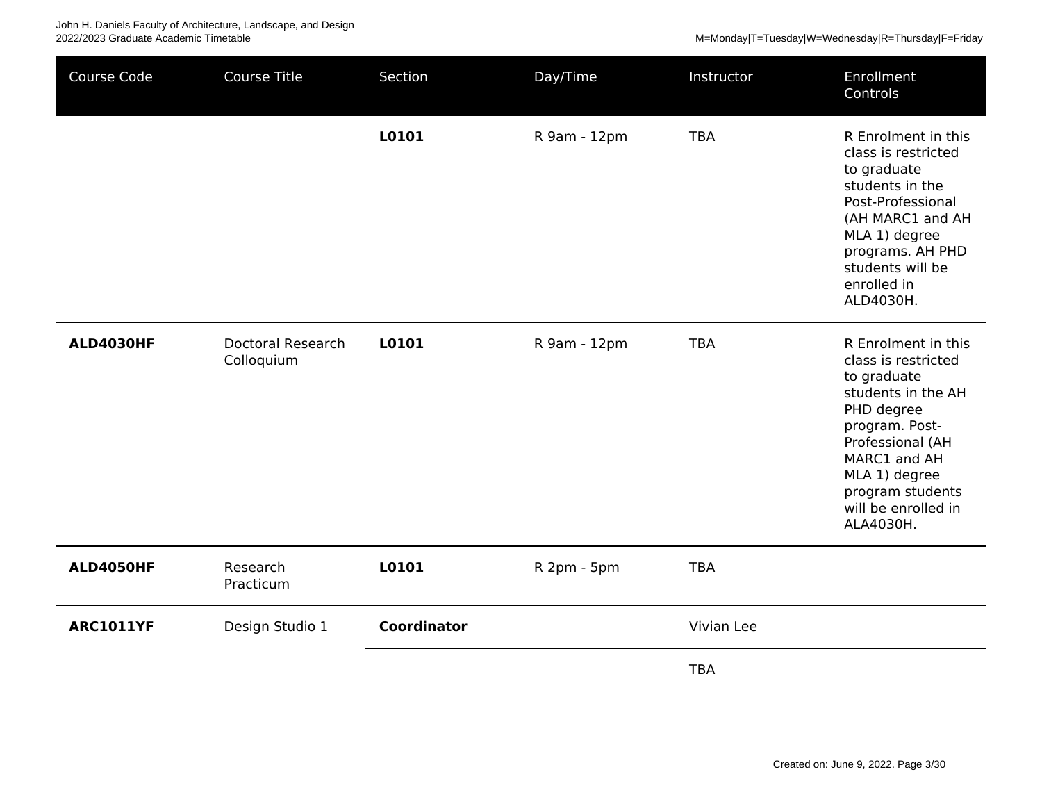| Course Code | Course Title | Section | Day/Time | Instructor | Enrollment Controls |
|---|---|---|---|---|---|
| | | **L0101** | R 9am - 12pm | TBA | R Enrolment in this class is restricted to graduate students in the Post-Professional (AH MARC1 and AH MLA 1) degree programs. AH PHD students will be enrolled in ALD4030H. |
| **ALD4030HF** | Doctoral Research Colloquium | **L0101** | R 9am - 12pm | TBA | R Enrolment in this class is restricted to graduate students in the AH PHD degree program. Post-Professional (AH MARC1 and AH MLA 1) degree program students will be enrolled in ALA4030H. |
| **ALD4050HF** | Research Practicum | **L0101** | R 2pm - 5pm | TBA | |
| **ARC1011YF** | Design Studio 1 | **Coordinator** | | Vivian Lee | |
| | | | | TBA | |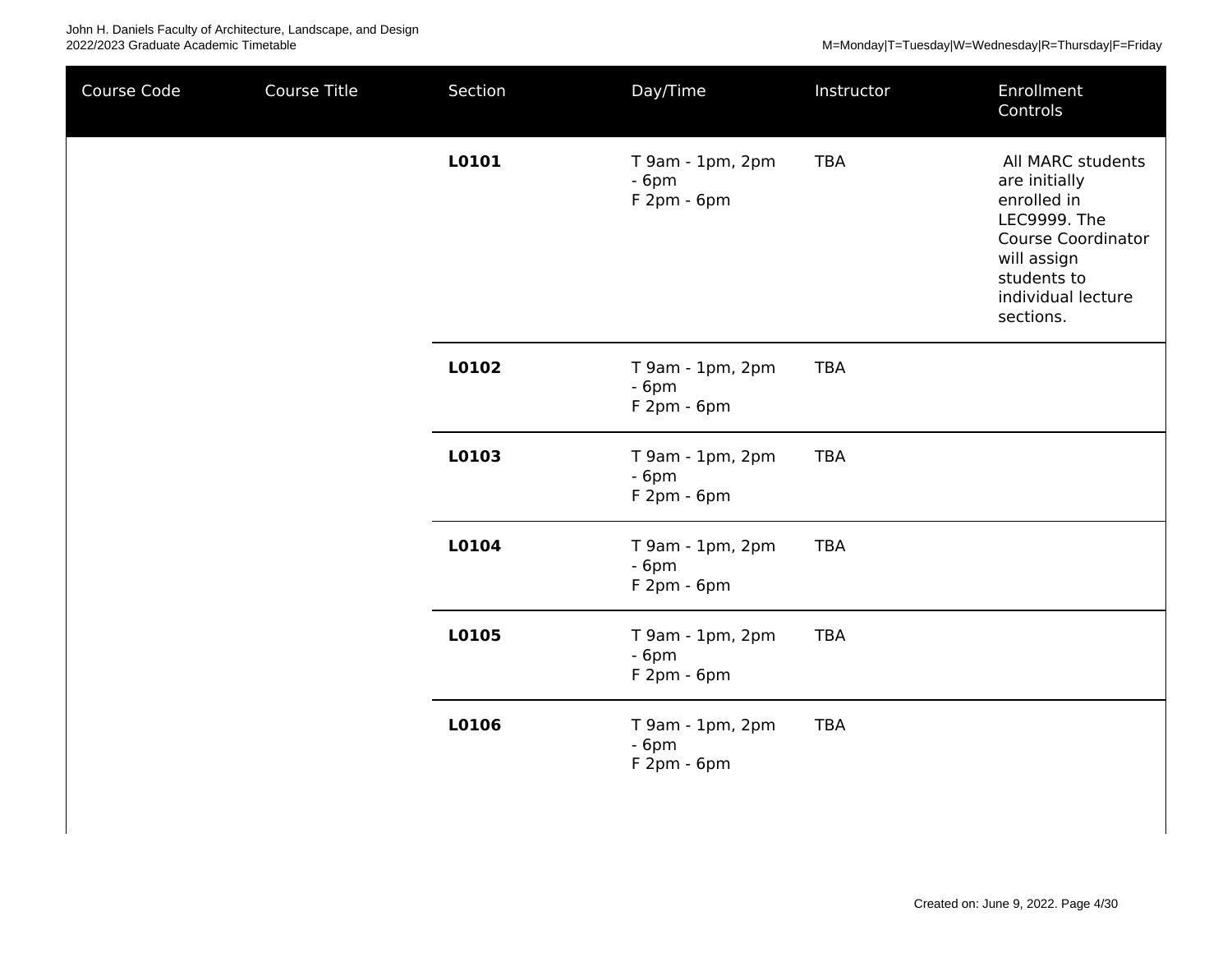| Course Code | Course Title | Section | Day/Time | Instructor | Enrollment Controls |
|---|---|---|---|---|---|
| | | **L0101** | T 9am - 1pm, 2pm - 6pm<br>F 2pm - 6pm | TBA | All MARC students are initially enrolled in LEC9999. The Course Coordinator will assign students to individual lecture sections. |
| | | **L0102** | T 9am - 1pm, 2pm - 6pm<br>F 2pm - 6pm | TBA | |
| | | **L0103** | T 9am - 1pm, 2pm - 6pm<br>F 2pm - 6pm | TBA | |
| | | **L0104** | T 9am - 1pm, 2pm - 6pm<br>F 2pm - 6pm | TBA | |
| | | **L0105** | T 9am - 1pm, 2pm - 6pm<br>F 2pm - 6pm | TBA | |
| | | **L0106** | T 9am - 1pm, 2pm - 6pm<br>F 2pm - 6pm | TBA | |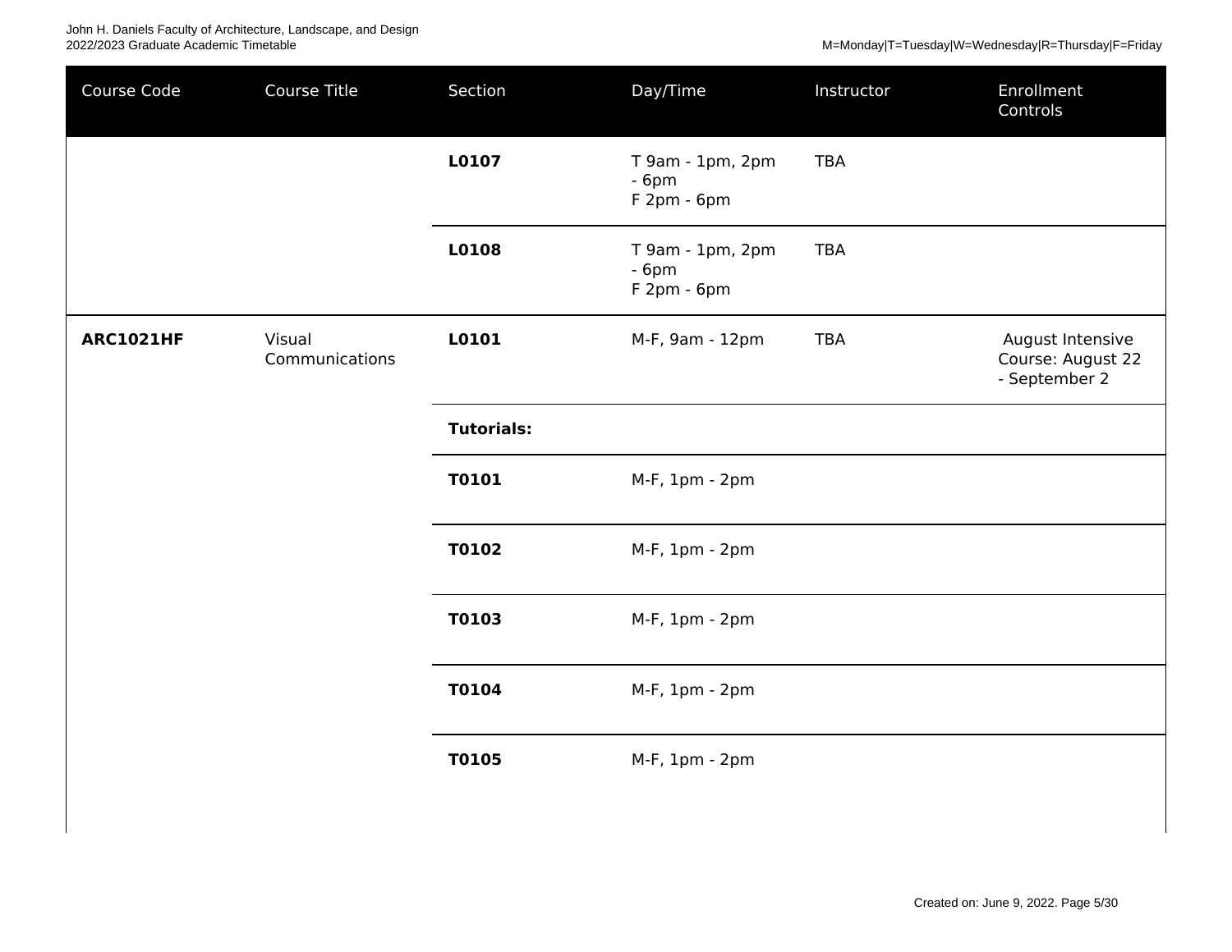| Course Code | Course Title | Section | Day/Time | Instructor | Enrollment Controls |
|---|---|---|---|---|---|
| | | **L0107** | T 9am - 1pm, 2pm - 6pm<br>F 2pm - 6pm | TBA | |
| | | **L0108** | T 9am - 1pm, 2pm - 6pm<br>F 2pm - 6pm | TBA | |
| **ARC1021HF** | Visual Communications | **L0101** | M-F, 9am - 12pm | TBA | August Intensive Course: August 22 - September 2 |
| | | **Tutorials:** | | | |
| | | **T0101** | M-F, 1pm - 2pm | | |
| | | **T0102** | M-F, 1pm - 2pm | | |
| | | **T0103** | M-F, 1pm - 2pm | | |
| | | **T0104** | M-F, 1pm - 2pm | | |
| | | **T0105** | M-F, 1pm - 2pm | | |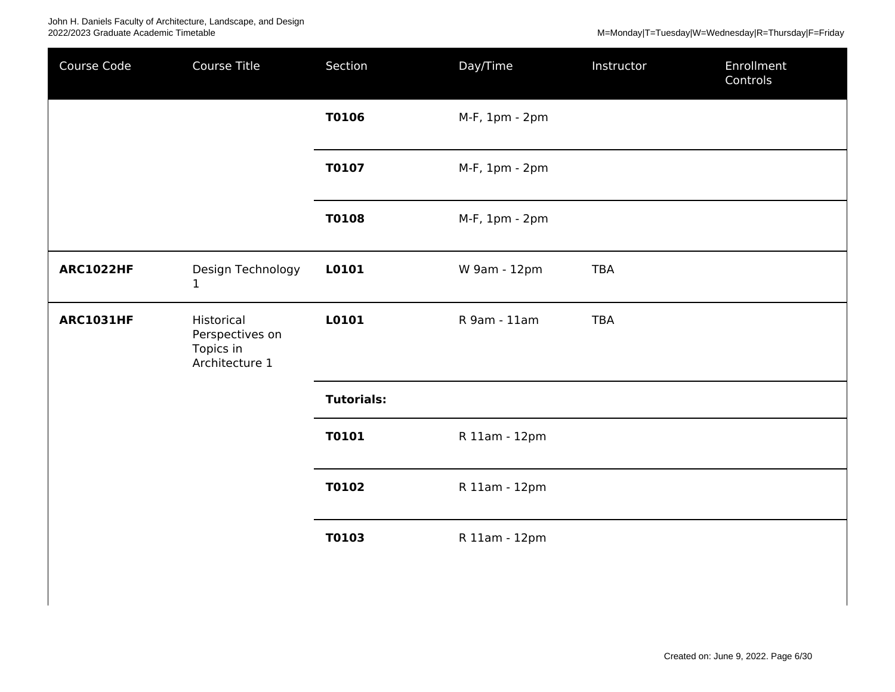| Course Code | Course Title | Section | Day/Time | Instructor | Enrollment Controls |
|---|---|---|---|---|---|
| | | **T0106** | M-F, 1pm - 2pm | | |
| | | **T0107** | M-F, 1pm - 2pm | | |
| | | **T0108** | M-F, 1pm - 2pm | | |
| **ARC1022HF** | Design Technology 1 | **L0101** | W 9am - 12pm | TBA | |
| **ARC1031HF** | Historical Perspectives on Topics in Architecture 1 | **L0101** | R 9am - 11am | TBA | |
| | | **Tutorials:** | | | |
| | | **T0101** | R 11am - 12pm | | |
| | | **T0102** | R 11am - 12pm | | |
| | | **T0103** | R 11am - 12pm | | |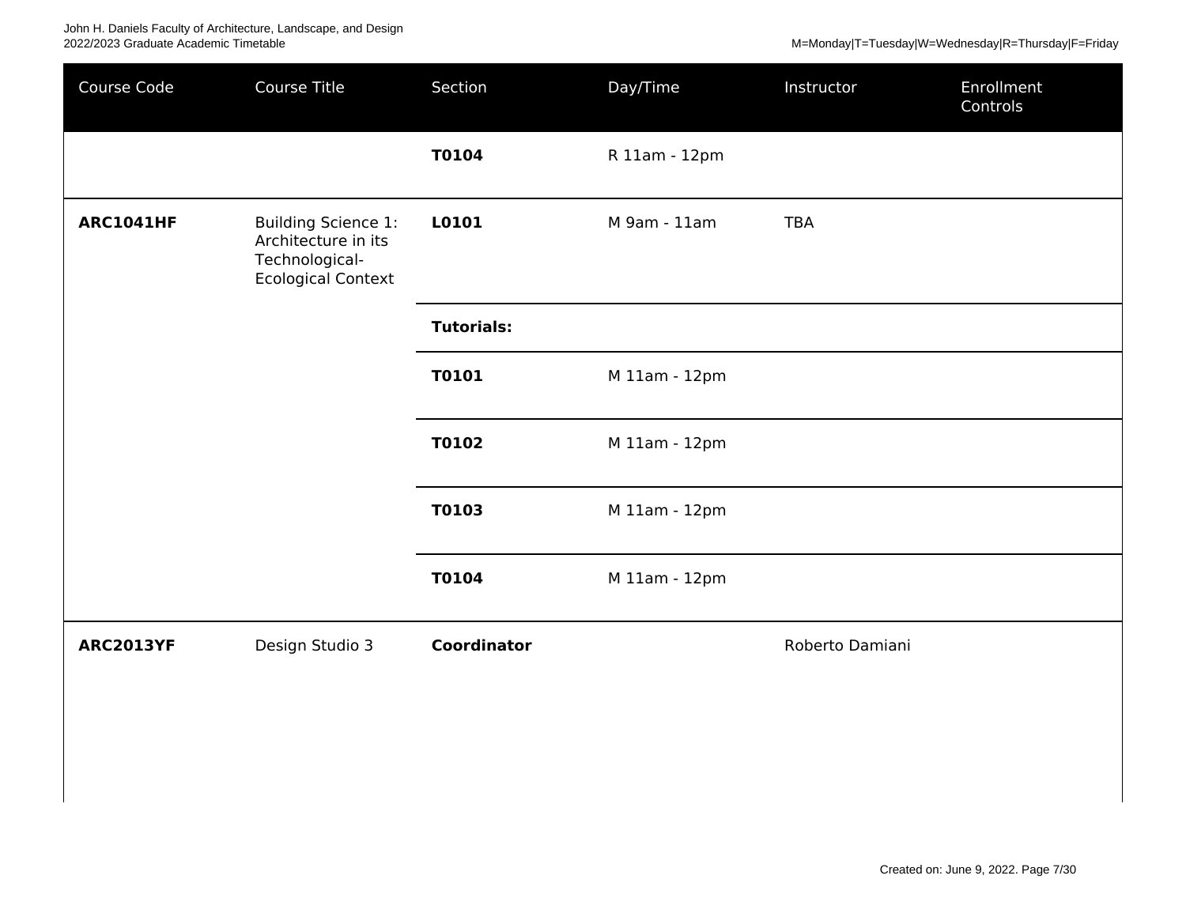| Course Code | Course Title | Section | Day/Time | Instructor | Enrollment Controls |
|---|---|---|---|---|---|
| | | **T0104** | R 11am - 12pm | | |
| **ARC1041HF** | Building Science 1: Architecture in its Technological-Ecological Context | **L0101** | M 9am - 11am | TBA | |
| | | **Tutorials:** | | | |
| | | **T0101** | M 11am - 12pm | | |
| | | **T0102** | M 11am - 12pm | | |
| | | **T0103** | M 11am - 12pm | | |
| | | **T0104** | M 11am - 12pm | | |
| **ARC2013YF** | Design Studio 3 | **Coordinator** | | Roberto Damiani | |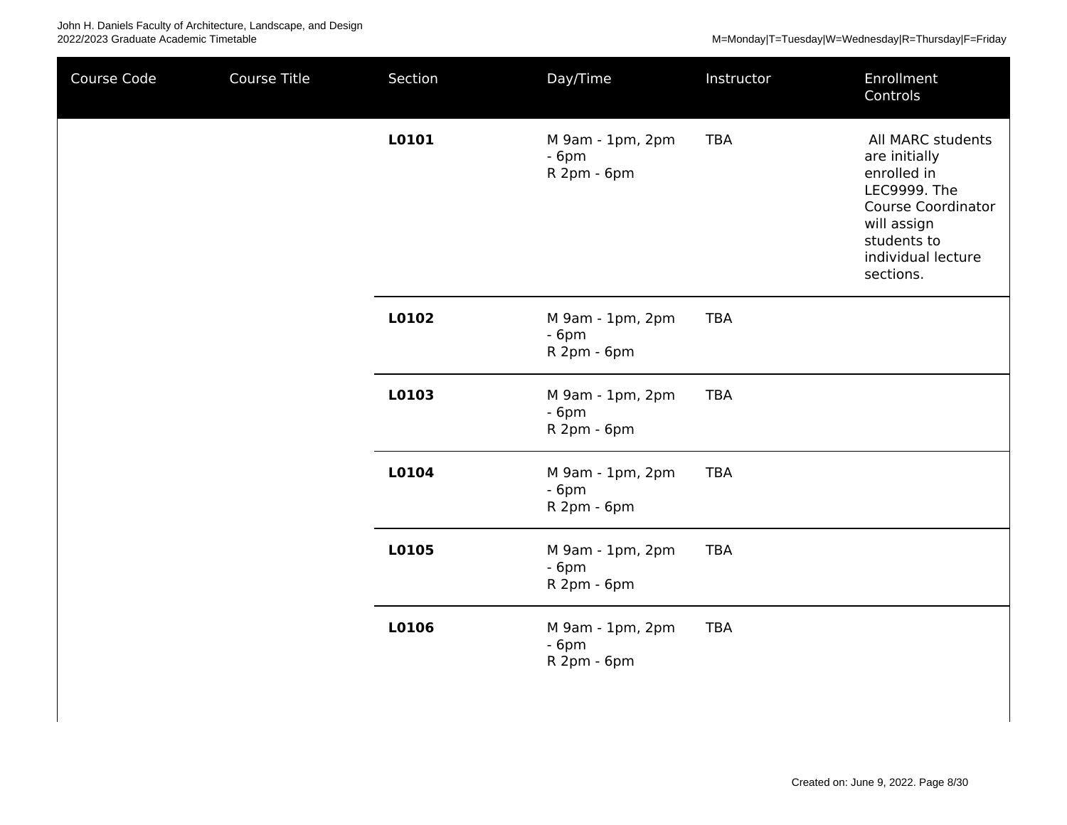| Course Code | Course Title | Section | Day/Time | Instructor | Enrollment Controls |
|---|---|---|---|---|---|
| | | **L0101** | M 9am - 1pm, 2pm - 6pm<br>R 2pm - 6pm | TBA | All MARC students are initially enrolled in LEC9999. The Course Coordinator will assign students to individual lecture sections. |
| | | **L0102** | M 9am - 1pm, 2pm - 6pm<br>R 2pm - 6pm | TBA | |
| | | **L0103** | M 9am - 1pm, 2pm - 6pm<br>R 2pm - 6pm | TBA | |
| | | **L0104** | M 9am - 1pm, 2pm - 6pm<br>R 2pm - 6pm | TBA | |
| | | **L0105** | M 9am - 1pm, 2pm - 6pm<br>R 2pm - 6pm | TBA | |
| | | **L0106** | M 9am - 1pm, 2pm - 6pm<br>R 2pm - 6pm | TBA | |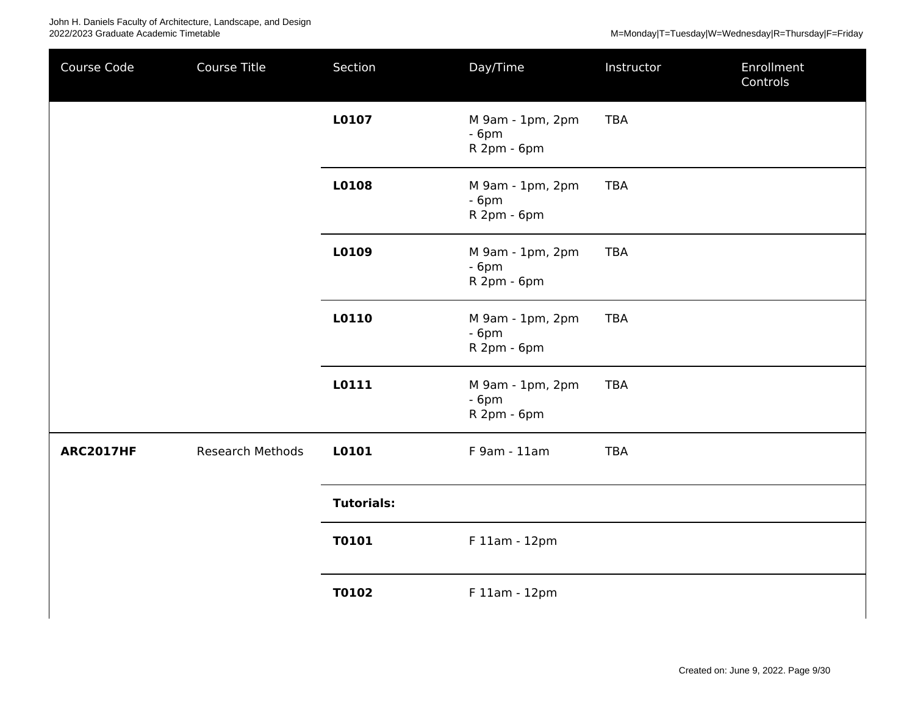| Course Code | Course Title | Section | Day/Time | Instructor | Enrollment Controls |
| --- | --- | --- | --- | --- | --- |
| | | **L0107** | M 9am - 1pm, 2pm - 6pm<br>R 2pm - 6pm | TBA | |
| | | **L0108** | M 9am - 1pm, 2pm - 6pm<br>R 2pm - 6pm | TBA | |
| | | **L0109** | M 9am - 1pm, 2pm - 6pm<br>R 2pm - 6pm | TBA | |
| | | **L0110** | M 9am - 1pm, 2pm - 6pm<br>R 2pm - 6pm | TBA | |
| | | **L0111** | M 9am - 1pm, 2pm - 6pm<br>R 2pm - 6pm | TBA | |
| **ARC2017HF** | Research Methods | **L0101** | F 9am - 11am | TBA | |
| | | **Tutorials:** | | | |
| | | **T0101** | F 11am - 12pm | | |
| | | **T0102** | F 11am - 12pm | | |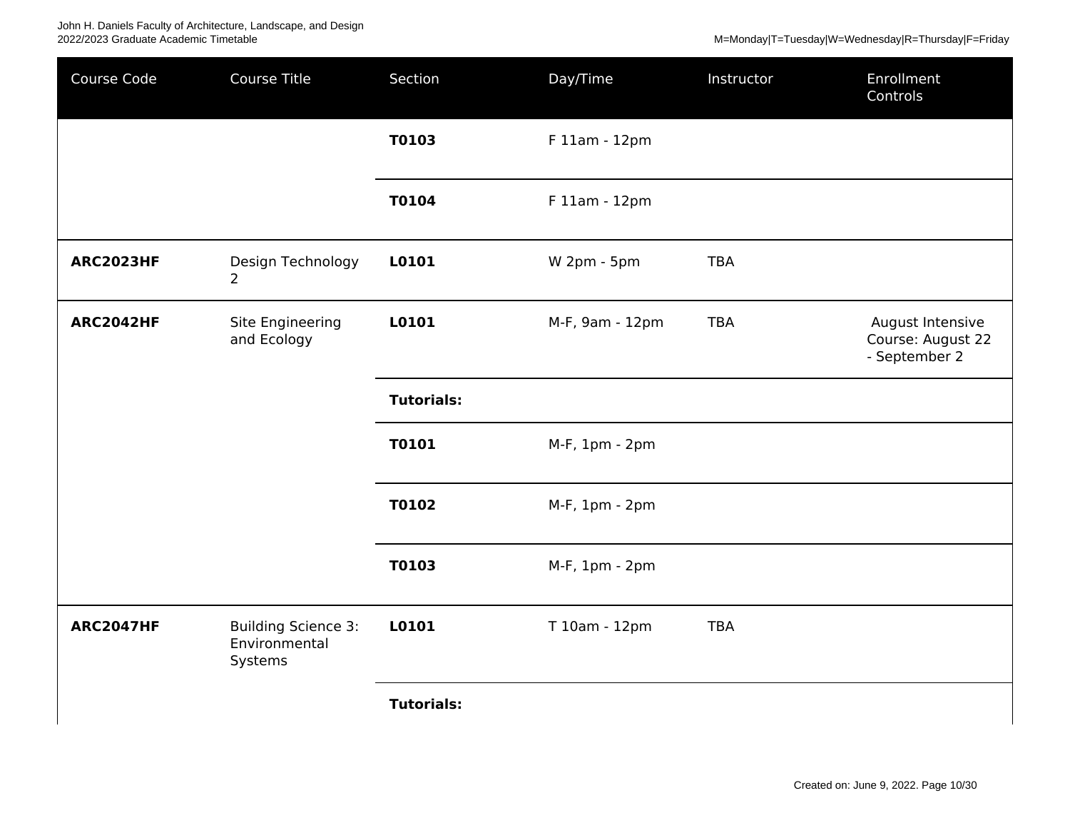| Course Code | Course Title | Section | Day/Time | Instructor | Enrollment Controls |
| --- | --- | --- | --- | --- | --- |
| | | **T0103** | F 11am - 12pm | | |
| | | **T0104** | F 11am - 12pm | | |
| **ARC2023HF** | Design Technology 2 | **L0101** | W 2pm - 5pm | TBA | |
| **ARC2042HF** | Site Engineering and Ecology | **L0101** | M-F, 9am - 12pm | TBA | August Intensive Course: August 22 - September 2 |
| | | **Tutorials:** | | | |
| | | **T0101** | M-F, 1pm - 2pm | | |
| | | **T0102** | M-F, 1pm - 2pm | | |
| | | **T0103** | M-F, 1pm - 2pm | | |
| **ARC2047HF** | Building Science 3: Environmental Systems | **L0101** | T 10am - 12pm | TBA | |
| | | **Tutorials:** | | | |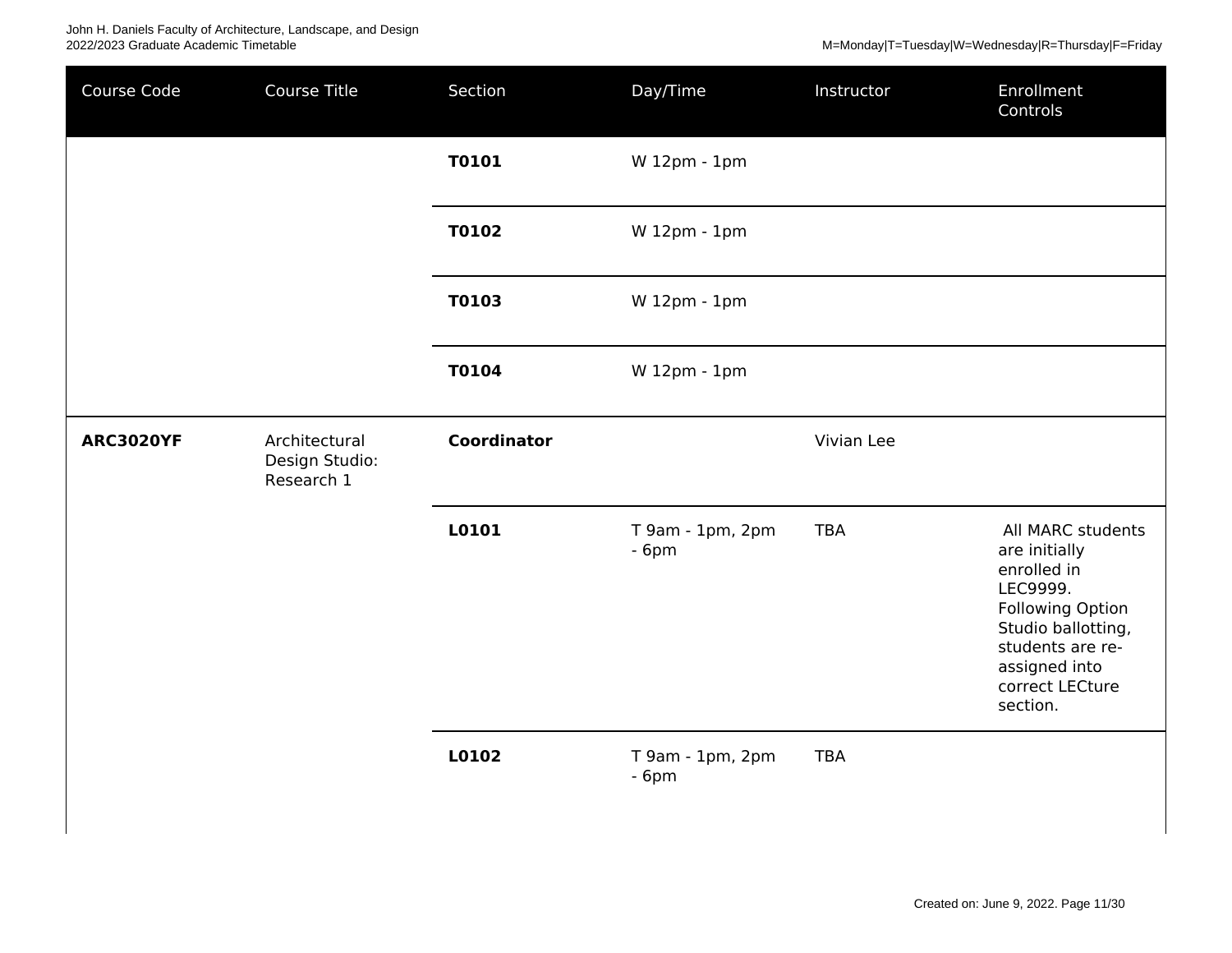| Course Code | Course Title | Section | Day/Time | Instructor | Enrollment Controls |
|---|---|---|---|---|---|
| | | **T0101** | W 12pm - 1pm | | |
| | | **T0102** | W 12pm - 1pm | | |
| | | **T0103** | W 12pm - 1pm | | |
| | | **T0104** | W 12pm - 1pm | | |
| **ARC3020YF** | Architectural Design Studio: Research 1 | **Coordinator** | | Vivian Lee | |
| | | **L0101** | T 9am - 1pm, 2pm - 6pm | TBA | All MARC students are initially enrolled in LEC9999. Following Option Studio ballotting, students are re-assigned into correct LECture section. |
| | | **L0102** | T 9am - 1pm, 2pm - 6pm | TBA | |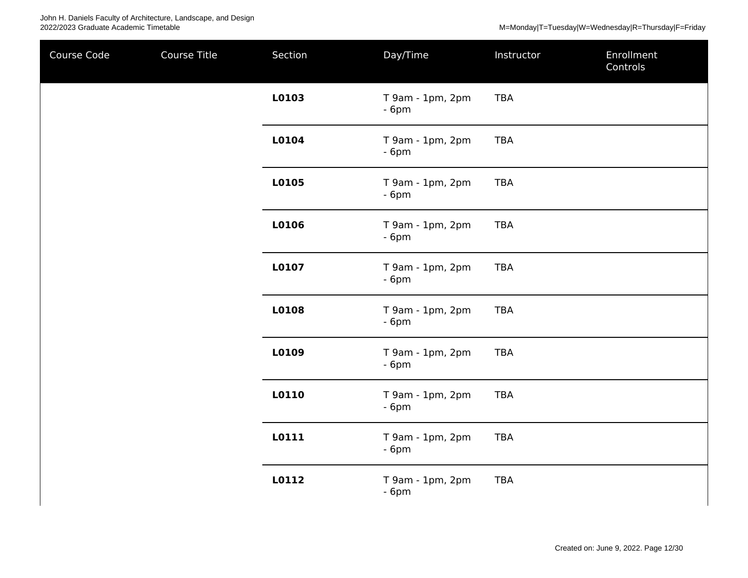| Course Code | Course Title | Section | Day/Time | Instructor | Enrollment Controls |
|---|---|---|---|---|---|
| | | **L0103** | T 9am - 1pm, 2pm - 6pm | TBA | |
| | | **L0104** | T 9am - 1pm, 2pm - 6pm | TBA | |
| | | **L0105** | T 9am - 1pm, 2pm - 6pm | TBA | |
| | | **L0106** | T 9am - 1pm, 2pm - 6pm | TBA | |
| | | **L0107** | T 9am - 1pm, 2pm - 6pm | TBA | |
| | | **L0108** | T 9am - 1pm, 2pm - 6pm | TBA | |
| | | **L0109** | T 9am - 1pm, 2pm - 6pm | TBA | |
| | | **L0110** | T 9am - 1pm, 2pm - 6pm | TBA | |
| | | **L0111** | T 9am - 1pm, 2pm - 6pm | TBA | |
| | | **L0112** | T 9am - 1pm, 2pm - 6pm | TBA | |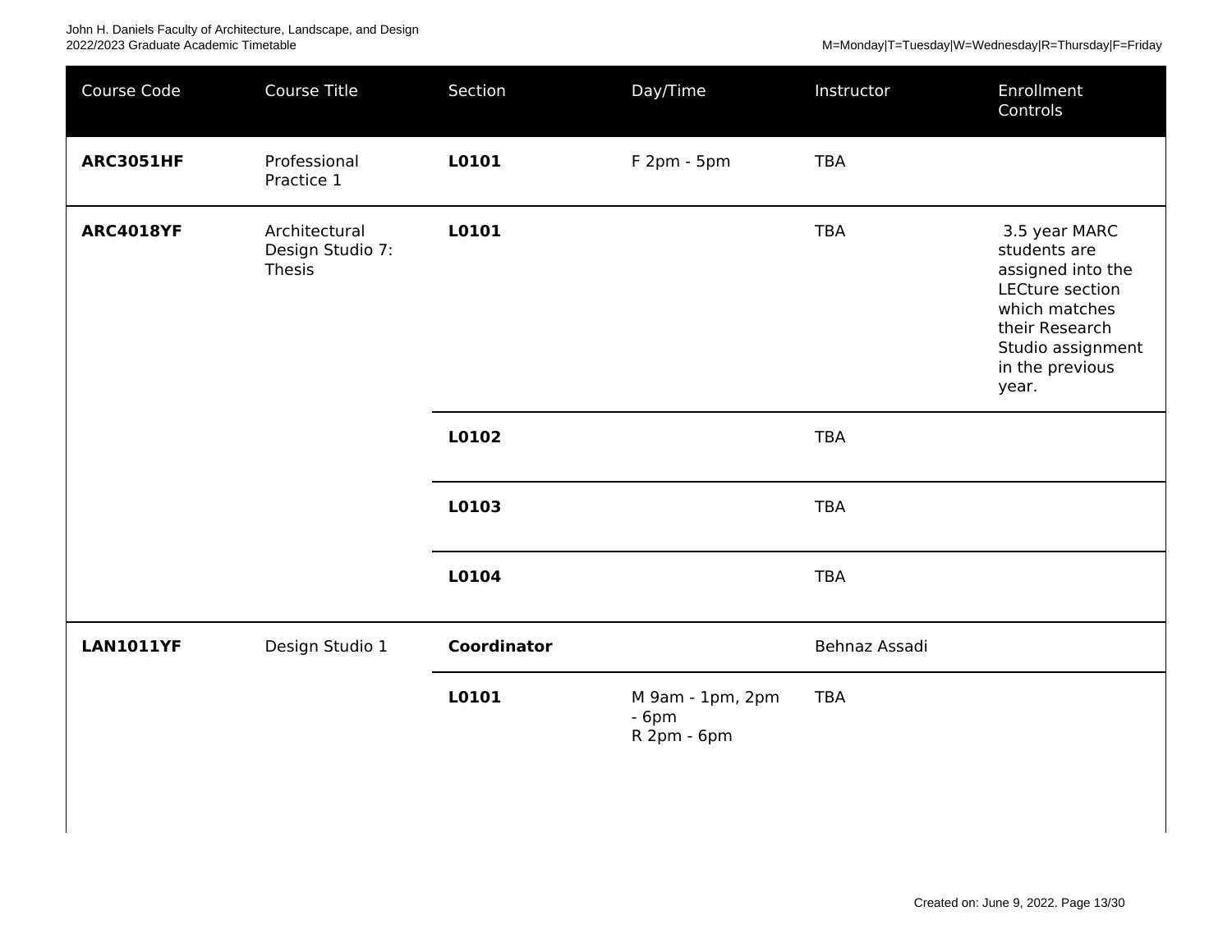| Course Code | Course Title | Section | Day/Time | Instructor | Enrollment Controls |
|---|---|---|---|---|---|
| **ARC3051HF** | Professional Practice 1 | **L0101** | F 2pm - 5pm | TBA | |
| **ARC4018YF** | Architectural Design Studio 7: Thesis | **L0101** | | TBA | 3.5 year MARC students are assigned into the LECture section which matches their Research Studio assignment in the previous year. |
| | | **L0102** | | TBA | |
| | | **L0103** | | TBA | |
| | | **L0104** | | TBA | |
| **LAN1011YF** | Design Studio 1 | **Coordinator** | | Behnaz Assadi | |
| | | **L0101** | M 9am - 1pm, 2pm - 6pm<br>R 2pm - 6pm | TBA | |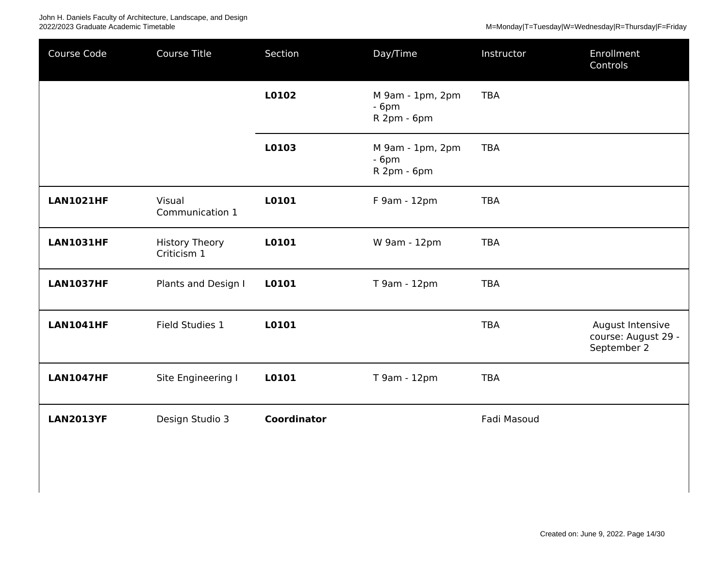| Course Code | Course Title | Section | Day/Time | Instructor | Enrollment Controls |
|---|---|---|---|---|---|
| | | **L0102** | M 9am - 1pm, 2pm - 6pm<br>R 2pm - 6pm | TBA | |
| | | **L0103** | M 9am - 1pm, 2pm - 6pm<br>R 2pm - 6pm | TBA | |
| **LAN1021HF** | Visual Communication 1 | **L0101** | F 9am - 12pm | TBA | |
| **LAN1031HF** | History Theory Criticism 1 | **L0101** | W 9am - 12pm | TBA | |
| **LAN1037HF** | Plants and Design I | **L0101** | T 9am - 12pm | TBA | |
| **LAN1041HF** | Field Studies 1 | **L0101** | | TBA | August Intensive course: August 29 - September 2 |
| **LAN1047HF** | Site Engineering I | **L0101** | T 9am - 12pm | TBA | |
| **LAN2013YF** | Design Studio 3 | **Coordinator** | | Fadi Masoud | |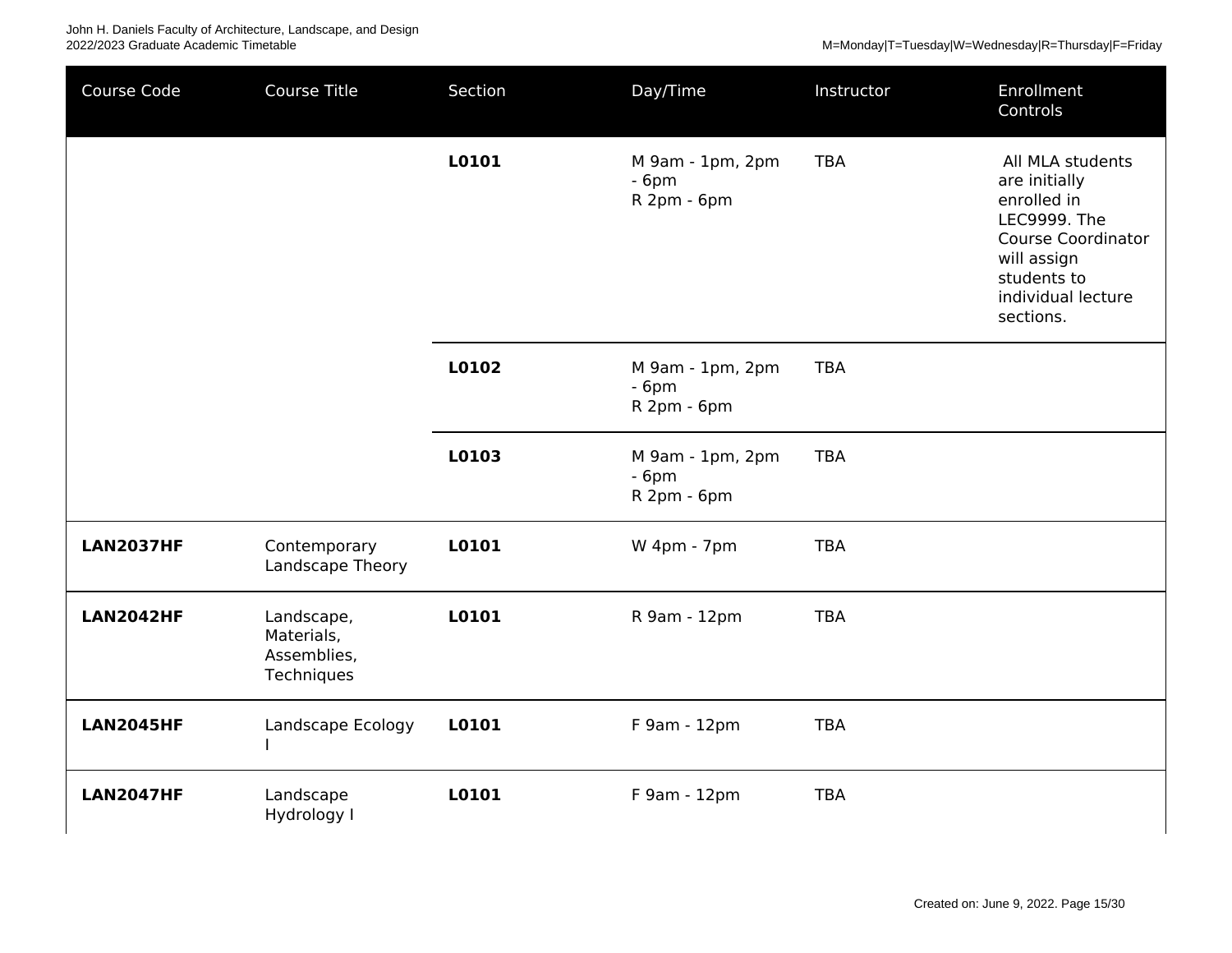| Course Code | Course Title | Section | Day/Time | Instructor | Enrollment Controls |
|---|---|---|---|---|---|
| | | **L0101** | M 9am - 1pm, 2pm - 6pm<br>R 2pm - 6pm | TBA | All MLA students are initially enrolled in LEC9999. The Course Coordinator will assign students to individual lecture sections. |
| | | **L0102** | M 9am - 1pm, 2pm - 6pm<br>R 2pm - 6pm | TBA | |
| | | **L0103** | M 9am - 1pm, 2pm - 6pm<br>R 2pm - 6pm | TBA | |
| **LAN2037HF** | Contemporary Landscape Theory | **L0101** | W 4pm - 7pm | TBA | |
| **LAN2042HF** | Landscape, Materials, Assemblies, Techniques | **L0101** | R 9am - 12pm | TBA | |
| **LAN2045HF** | Landscape Ecology I | **L0101** | F 9am - 12pm | TBA | |
| **LAN2047HF** | Landscape Hydrology I | **L0101** | F 9am - 12pm | TBA | |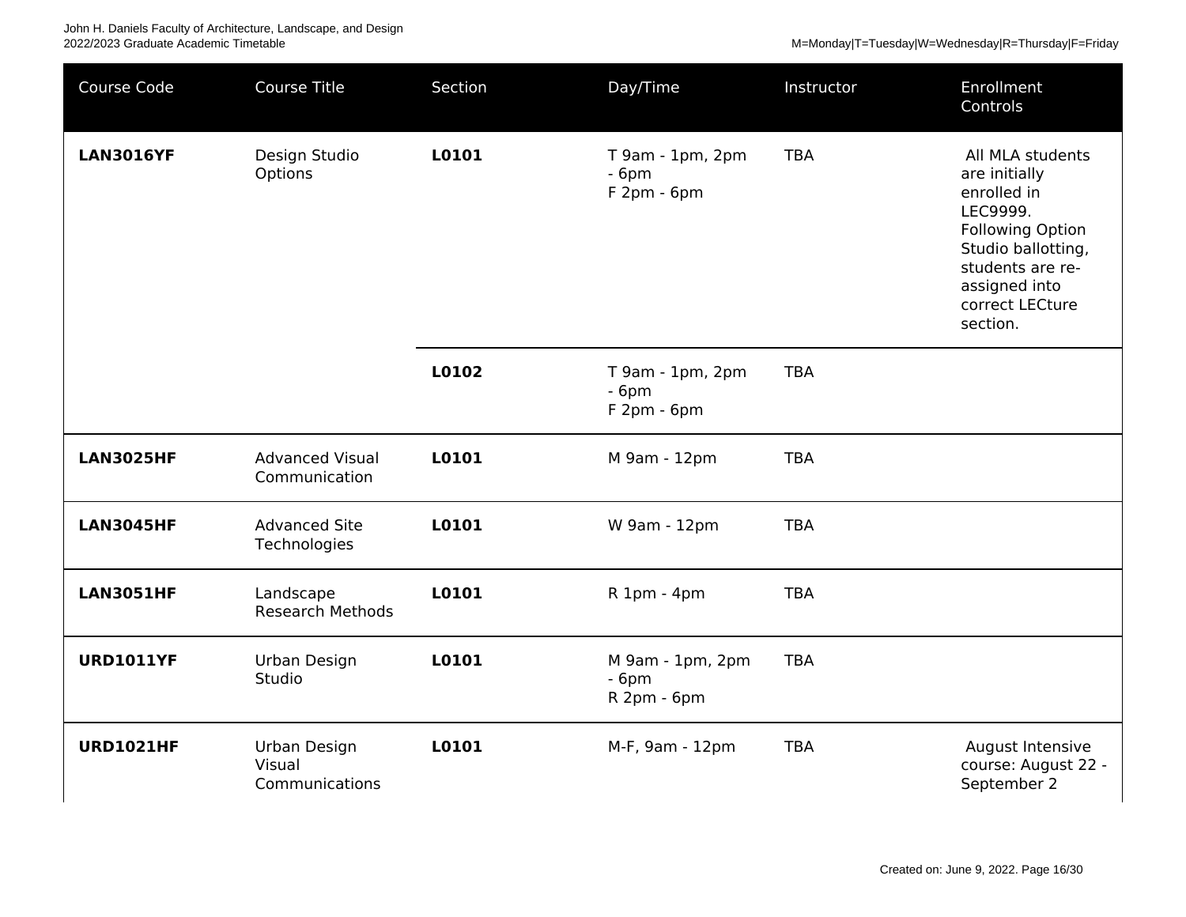| Course Code | Course Title | Section | Day/Time | Instructor | Enrollment Controls |
| --- | --- | --- | --- | --- | --- |
| **LAN3016YF** | Design Studio Options | **L0101** | T 9am - 1pm, 2pm - 6pm<br>F 2pm - 6pm | TBA | All MLA students are initially enrolled in LEC9999. Following Option Studio ballotting, students are re-assigned into correct LECture section. |
| | | **L0102** | T 9am - 1pm, 2pm - 6pm<br>F 2pm - 6pm | TBA | |
| **LAN3025HF** | Advanced Visual Communication | **L0101** | M 9am - 12pm | TBA | |
| **LAN3045HF** | Advanced Site Technologies | **L0101** | W 9am - 12pm | TBA | |
| **LAN3051HF** | Landscape Research Methods | **L0101** | R 1pm - 4pm | TBA | |
| **URD1011YF** | Urban Design Studio | **L0101** | M 9am - 1pm, 2pm - 6pm<br>R 2pm - 6pm | TBA | |
| **URD1021HF** | Urban Design Visual Communications | **L0101** | M-F, 9am - 12pm | TBA | August Intensive course: August 22 - September 2 |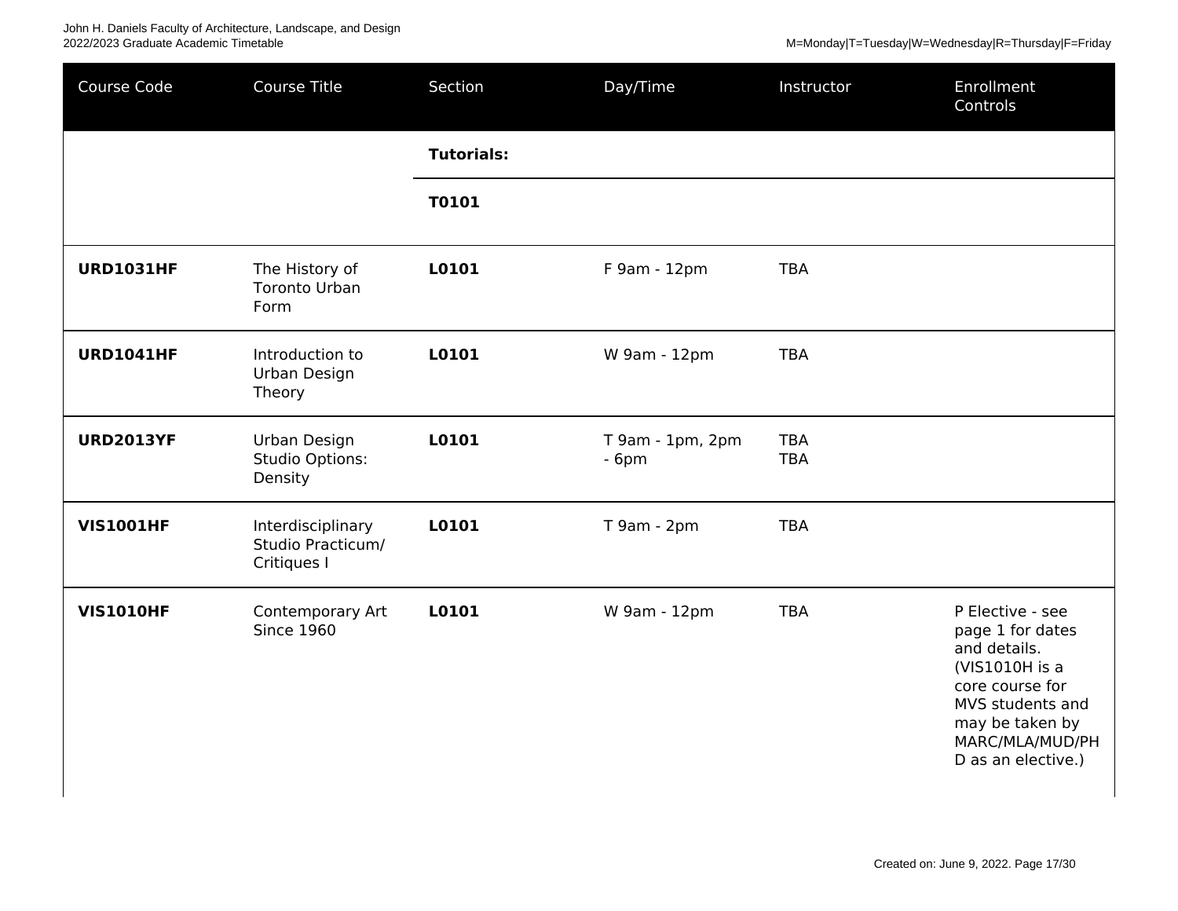| Course Code | Course Title | Section | Day/Time | Instructor | Enrollment Controls |
|---|---|---|---|---|---|
| | | **Tutorials:** | | | |
| | | **T0101** | | | |
| **URD1031HF** | The History of Toronto Urban Form | **L0101** | F 9am - 12pm | TBA | |
| **URD1041HF** | Introduction to Urban Design Theory | **L0101** | W 9am - 12pm | TBA | |
| **URD2013YF** | Urban Design Studio Options: Density | **L0101** | T 9am - 1pm, 2pm - 6pm | TBA<br>TBA | |
| **VIS1001HF** | Interdisciplinary Studio Practicum/ Critiques I | **L0101** | T 9am - 2pm | TBA | |
| **VIS1010HF** | Contemporary Art Since 1960 | **L0101** | W 9am - 12pm | TBA | P Elective - see page 1 for dates and details. (VIS1010H is a core course for MVS students and may be taken by MARC/MLA/MUD/PHD as an elective.) |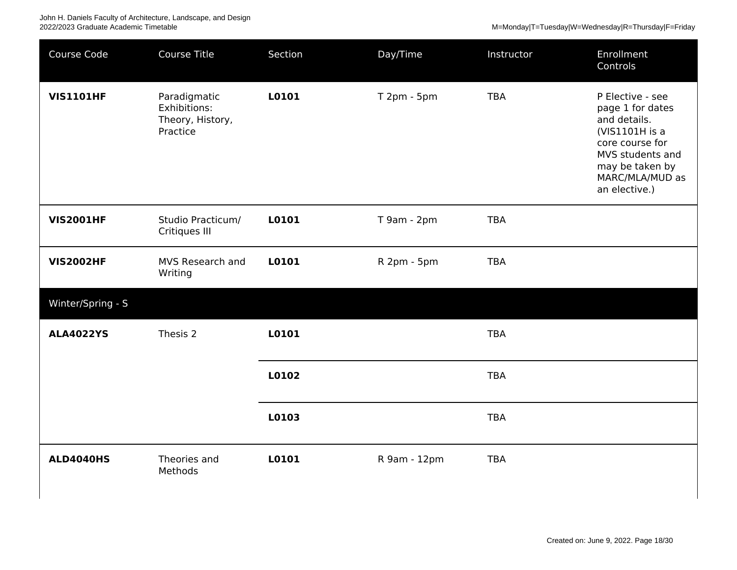| Course Code | Course Title | Section | Day/Time | Instructor | Enrollment Controls |
|---|---|---|---|---|---|
| **VIS1101HF** | Paradigmatic Exhibitions: Theory, History, Practice | **L0101** | T 2pm - 5pm | TBA | P Elective - see page 1 for dates and details. (VIS1101H is a core course for MVS students and may be taken by MARC/MLA/MUD as an elective.) |
| **VIS2001HF** | Studio Practicum/ Critiques III | **L0101** | T 9am - 2pm | TBA | |
| **VIS2002HF** | MVS Research and Writing | **L0101** | R 2pm - 5pm | TBA | |
| Winter/Spring - S | | | | | |
| **ALA4022YS** | Thesis 2 | **L0101** | | TBA | |
| | | **L0102** | | TBA | |
| | | **L0103** | | TBA | |
| **ALD4040HS** | Theories and Methods | **L0101** | R 9am - 12pm | TBA | |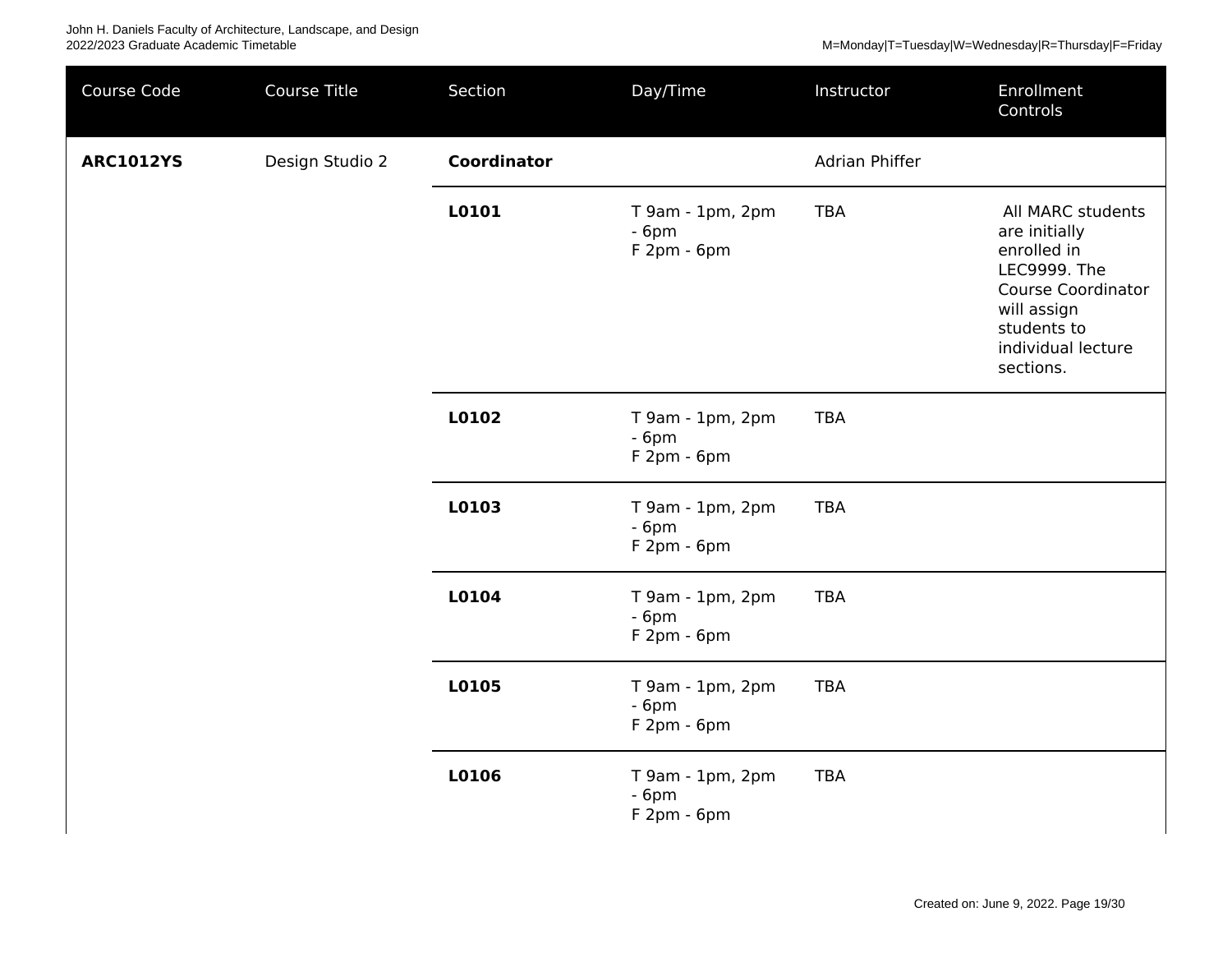| Course Code | Course Title | Section | Day/Time | Instructor | Enrollment Controls |
| --- | --- | --- | --- | --- | --- |
| **ARC1012YS** | Design Studio 2 | **Coordinator** | | Adrian Phiffer | |
| | | **L0101** | T 9am - 1pm, 2pm - 6pm<br>F 2pm - 6pm | TBA | All MARC students are initially enrolled in LEC9999. The Course Coordinator will assign students to individual lecture sections. |
| | | **L0102** | T 9am - 1pm, 2pm - 6pm<br>F 2pm - 6pm | TBA | |
| | | **L0103** | T 9am - 1pm, 2pm - 6pm<br>F 2pm - 6pm | TBA | |
| | | **L0104** | T 9am - 1pm, 2pm - 6pm<br>F 2pm - 6pm | TBA | |
| | | **L0105** | T 9am - 1pm, 2pm - 6pm<br>F 2pm - 6pm | TBA | |
| | | **L0106** | T 9am - 1pm, 2pm - 6pm<br>F 2pm - 6pm | TBA | |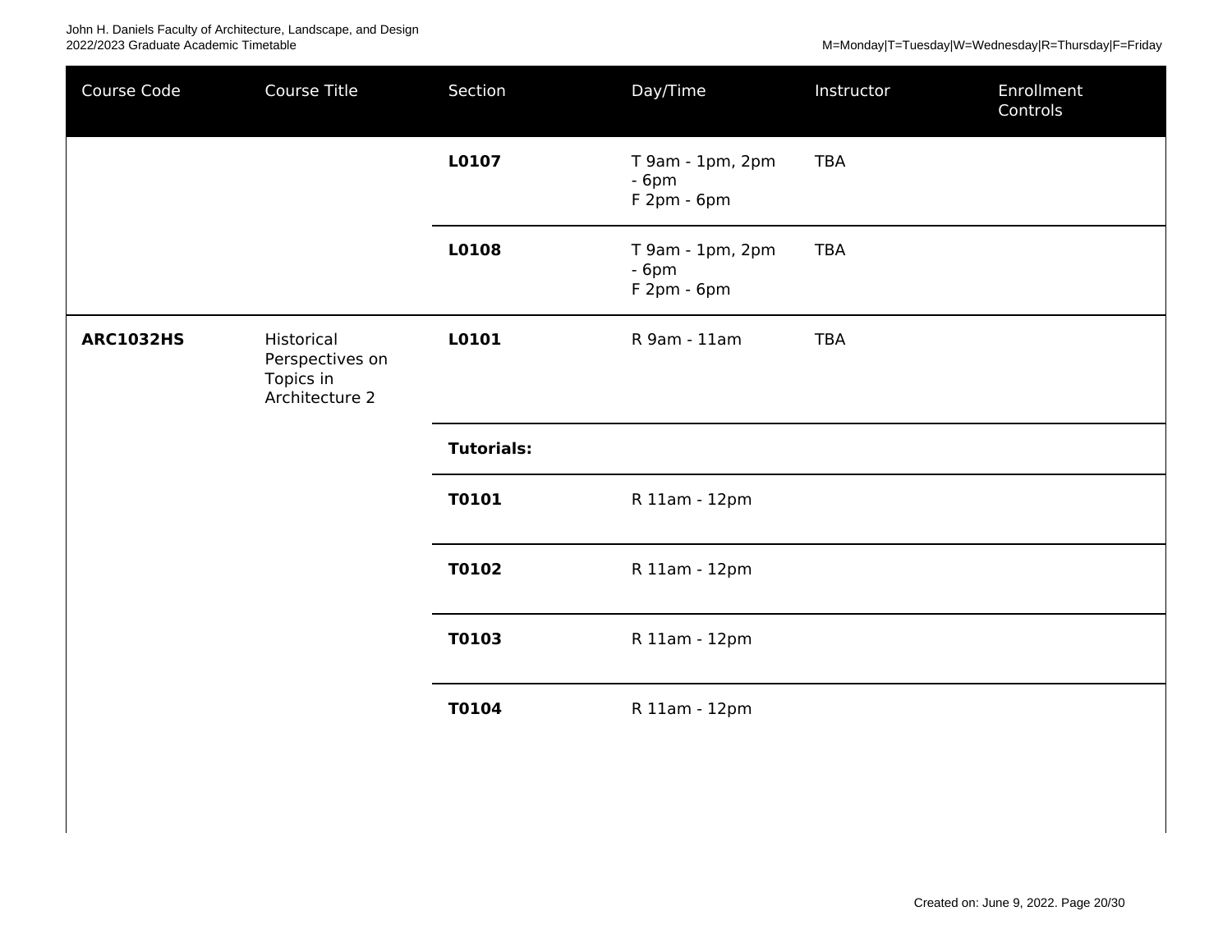| Course Code | Course Title | Section | Day/Time | Instructor | Enrollment Controls |
|---|---|---|---|---|---|
| | | **L0107** | T 9am - 1pm, 2pm - 6pm<br>F 2pm - 6pm | TBA | |
| | | **L0108** | T 9am - 1pm, 2pm - 6pm<br>F 2pm - 6pm | TBA | |
| **ARC1032HS** | Historical Perspectives on Topics in Architecture 2 | **L0101** | R 9am - 11am | TBA | |
| | | **Tutorials:** | | | |
| | | **T0101** | R 11am - 12pm | | |
| | | **T0102** | R 11am - 12pm | | |
| | | **T0103** | R 11am - 12pm | | |
| | | **T0104** | R 11am - 12pm | | |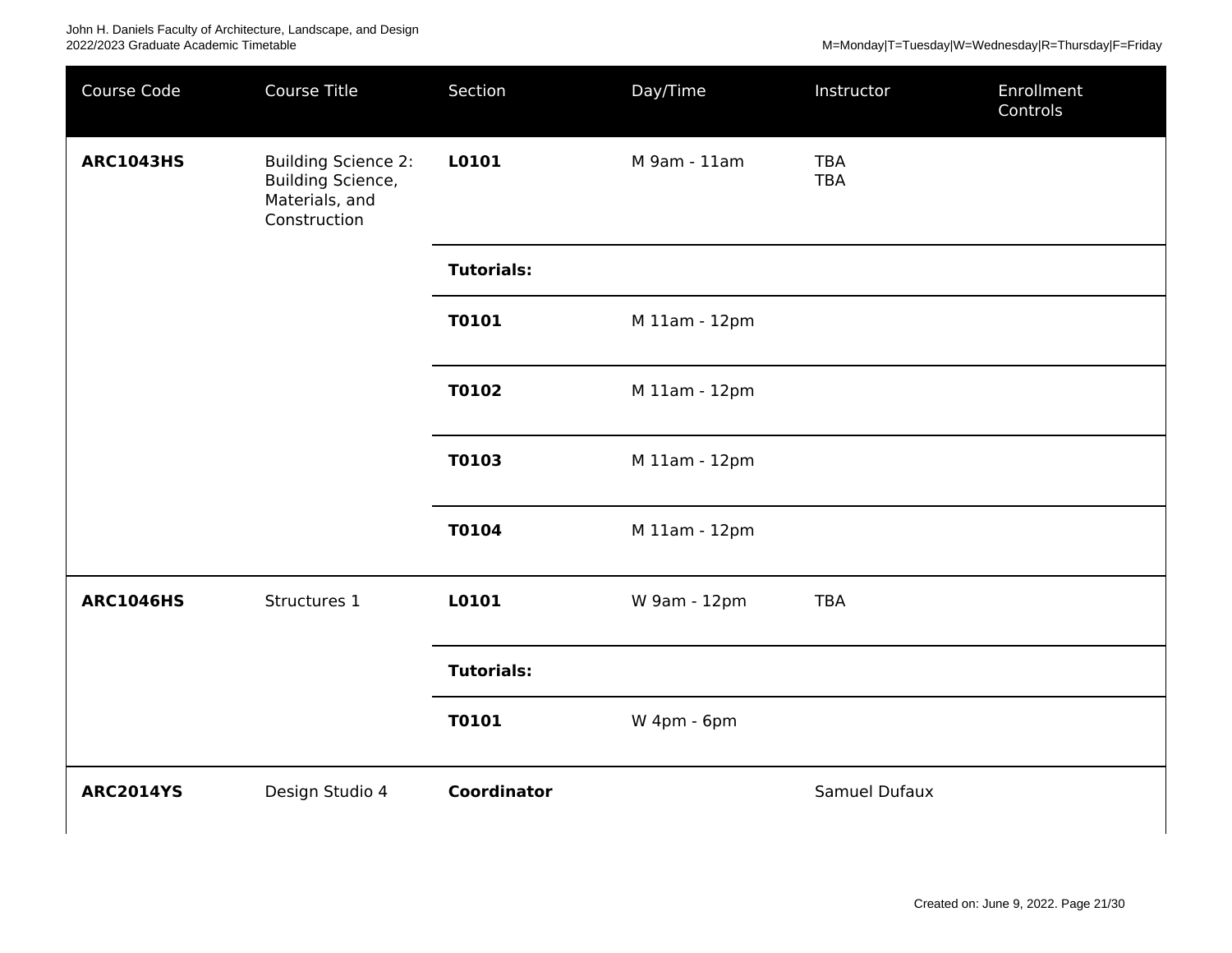| Course Code | Course Title | Section | Day/Time | Instructor | Enrollment Controls |
|---|---|---|---|---|---|
| **ARC1043HS** | Building Science 2: Building Science, Materials, and Construction | **L0101** | M 9am - 11am | TBA<br>TBA | |
| | | **Tutorials:** | | | |
| | | **T0101** | M 11am - 12pm | | |
| | | **T0102** | M 11am - 12pm | | |
| | | **T0103** | M 11am - 12pm | | |
| | | **T0104** | M 11am - 12pm | | |
| **ARC1046HS** | Structures 1 | **L0101** | W 9am - 12pm | TBA | |
| | | **Tutorials:** | | | |
| | | **T0101** | W 4pm - 6pm | | |
| **ARC2014YS** | Design Studio 4 | **Coordinator** | | Samuel Dufaux | |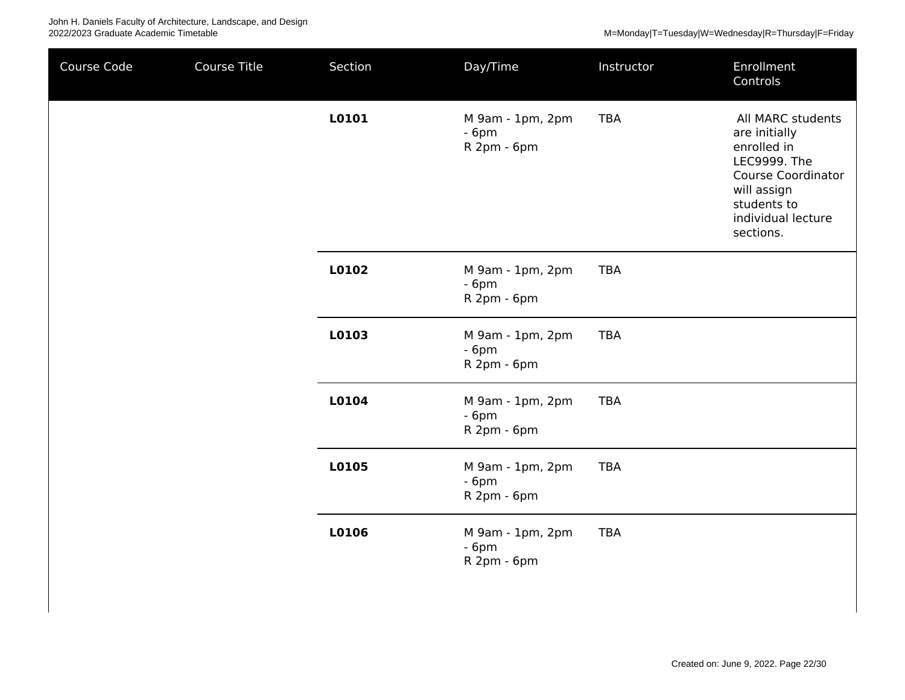| Course Code | Course Title | Section | Day/Time | Instructor | Enrollment Controls |
|---|---|---|---|---|---|
| | | **L0101** | M 9am - 1pm, 2pm - 6pm<br>R 2pm - 6pm | TBA | All MARC students are initially enrolled in LEC9999. The Course Coordinator will assign students to individual lecture sections. |
| | | **L0102** | M 9am - 1pm, 2pm - 6pm<br>R 2pm - 6pm | TBA | |
| | | **L0103** | M 9am - 1pm, 2pm - 6pm<br>R 2pm - 6pm | TBA | |
| | | **L0104** | M 9am - 1pm, 2pm - 6pm<br>R 2pm - 6pm | TBA | |
| | | **L0105** | M 9am - 1pm, 2pm - 6pm<br>R 2pm - 6pm | TBA | |
| | | **L0106** | M 9am - 1pm, 2pm - 6pm<br>R 2pm - 6pm | TBA | |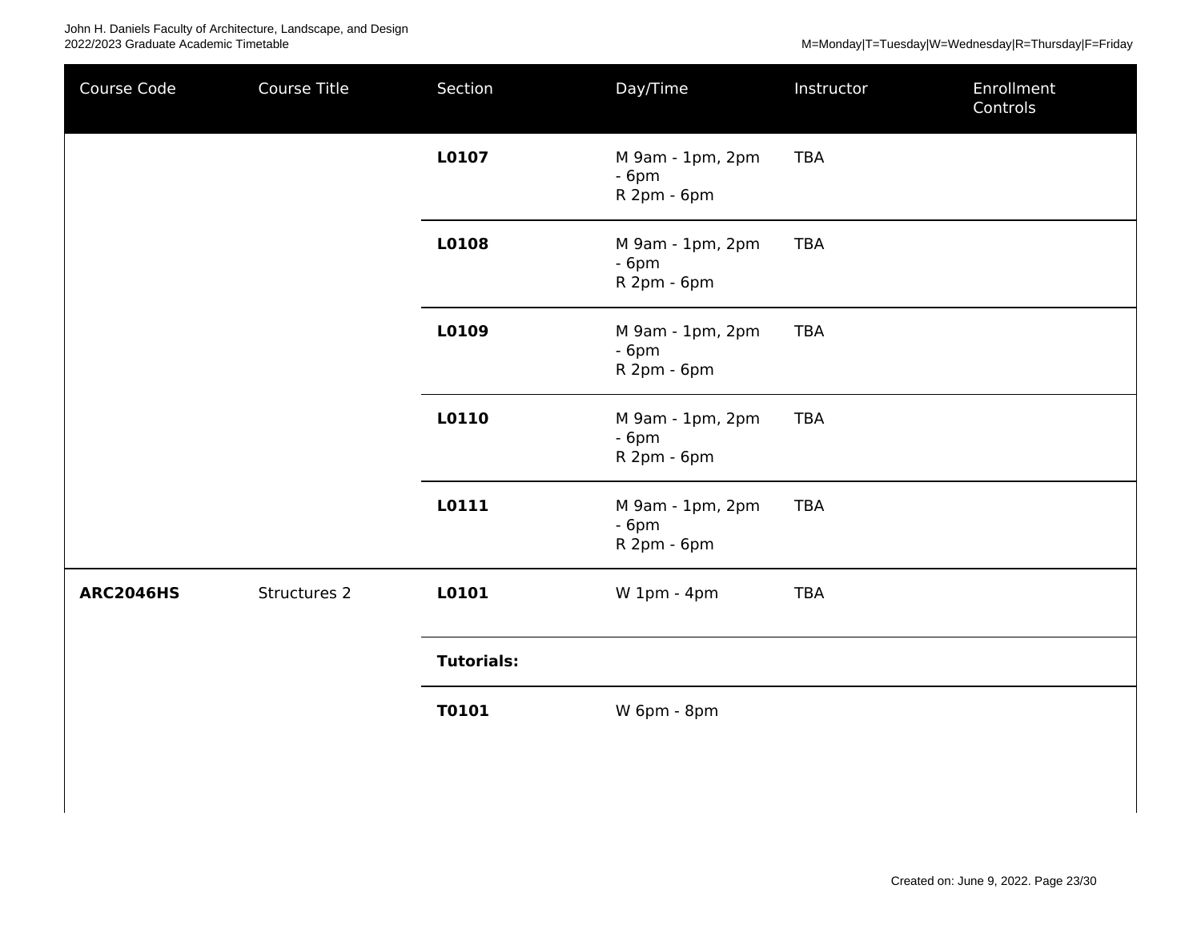| Course Code | Course Title | Section | Day/Time | Instructor | Enrollment Controls |
|---|---|---|---|---|---|
| | | **L0107** | M 9am - 1pm, 2pm - 6pm<br>R 2pm - 6pm | TBA | |
| | | **L0108** | M 9am - 1pm, 2pm - 6pm<br>R 2pm - 6pm | TBA | |
| | | **L0109** | M 9am - 1pm, 2pm - 6pm<br>R 2pm - 6pm | TBA | |
| | | **L0110** | M 9am - 1pm, 2pm - 6pm<br>R 2pm - 6pm | TBA | |
| | | **L0111** | M 9am - 1pm, 2pm - 6pm<br>R 2pm - 6pm | TBA | |
| **ARC2046HS** | Structures 2 | **L0101** | W 1pm - 4pm | TBA | |
| | | **Tutorials:** | | | |
| | | **T0101** | W 6pm - 8pm | | |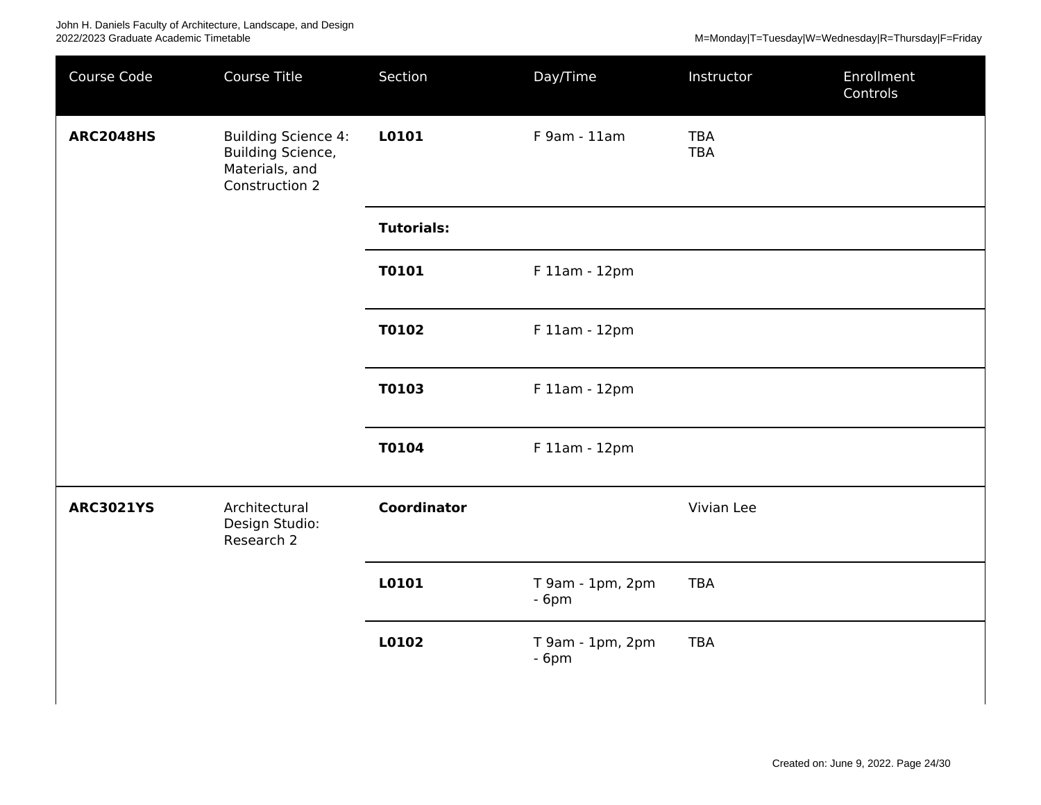| Course Code | Course Title | Section | Day/Time | Instructor | Enrollment Controls |
|---|---|---|---|---|---|
| **ARC2048HS** | Building Science 4: Building Science, Materials, and Construction 2 | **L0101** | F 9am - 11am | TBA<br>TBA | |
| | | **Tutorials:** | | | |
| | | **T0101** | F 11am - 12pm | | |
| | | **T0102** | F 11am - 12pm | | |
| | | **T0103** | F 11am - 12pm | | |
| | | **T0104** | F 11am - 12pm | | |
| **ARC3021YS** | Architectural Design Studio: Research 2 | **Coordinator** | | Vivian Lee | |
| | | **L0101** | T 9am - 1pm, 2pm - 6pm | TBA | |
| | | **L0102** | T 9am - 1pm, 2pm - 6pm | TBA | |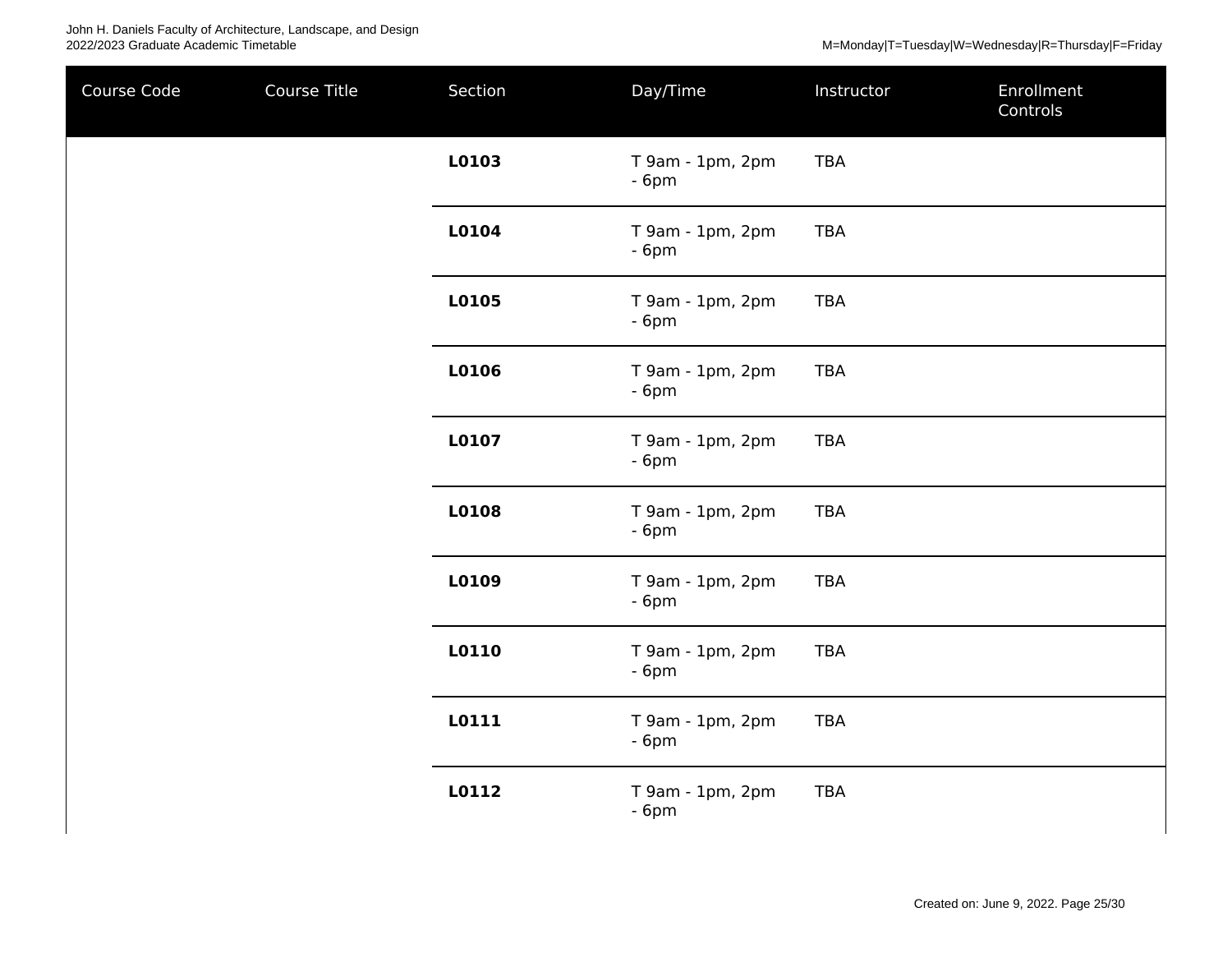| Course Code | Course Title | Section | Day/Time | Instructor | Enrollment Controls |
| --- | --- | --- | --- | --- | --- |
| | | **L0103** | T 9am - 1pm, 2pm - 6pm | TBA | |
| | | **L0104** | T 9am - 1pm, 2pm - 6pm | TBA | |
| | | **L0105** | T 9am - 1pm, 2pm - 6pm | TBA | |
| | | **L0106** | T 9am - 1pm, 2pm - 6pm | TBA | |
| | | **L0107** | T 9am - 1pm, 2pm - 6pm | TBA | |
| | | **L0108** | T 9am - 1pm, 2pm - 6pm | TBA | |
| | | **L0109** | T 9am - 1pm, 2pm - 6pm | TBA | |
| | | **L0110** | T 9am - 1pm, 2pm - 6pm | TBA | |
| | | **L0111** | T 9am - 1pm, 2pm - 6pm | TBA | |
| | | **L0112** | T 9am - 1pm, 2pm - 6pm | TBA | |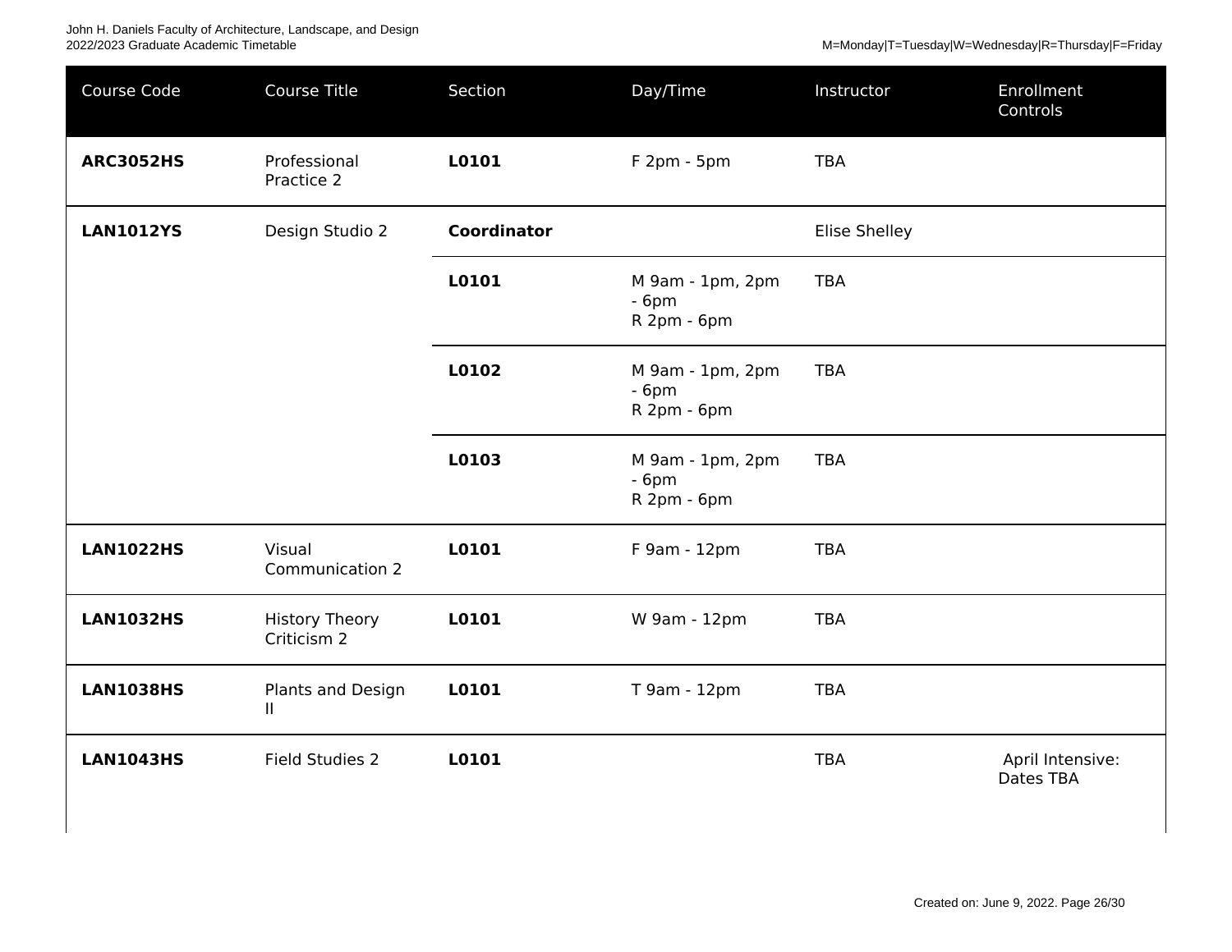| Course Code | Course Title | Section | Day/Time | Instructor | Enrollment Controls |
|---|---|---|---|---|---|
| **ARC3052HS** | Professional Practice 2 | **L0101** | F 2pm - 5pm | TBA | |
| **LAN1012YS** | Design Studio 2 | **Coordinator** | | Elise Shelley | |
| | | **L0101** | M 9am - 1pm, 2pm - 6pm<br>R 2pm - 6pm | TBA | |
| | | **L0102** | M 9am - 1pm, 2pm - 6pm<br>R 2pm - 6pm | TBA | |
| | | **L0103** | M 9am - 1pm, 2pm - 6pm<br>R 2pm - 6pm | TBA | |
| **LAN1022HS** | Visual Communication 2 | **L0101** | F 9am - 12pm | TBA | |
| **LAN1032HS** | History Theory Criticism 2 | **L0101** | W 9am - 12pm | TBA | |
| **LAN1038HS** | Plants and Design II | **L0101** | T 9am - 12pm | TBA | |
| **LAN1043HS** | Field Studies 2 | **L0101** | | TBA | April Intensive: Dates TBA |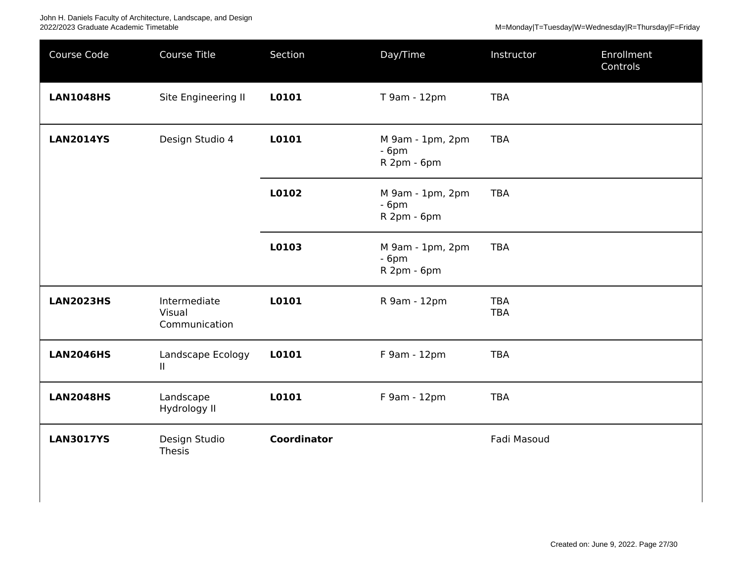| Course Code | Course Title | Section | Day/Time | Instructor | Enrollment Controls |
|---|---|---|---|---|---|
| **LAN1048HS** | Site Engineering II | **L0101** | T 9am - 12pm | TBA | |
| **LAN2014YS** | Design Studio 4 | **L0101** | M 9am - 1pm, 2pm - 6pm<br>R 2pm - 6pm | TBA | |
| | | **L0102** | M 9am - 1pm, 2pm - 6pm<br>R 2pm - 6pm | TBA | |
| | | **L0103** | M 9am - 1pm, 2pm - 6pm<br>R 2pm - 6pm | TBA | |
| **LAN2023HS** | Intermediate Visual Communication | **L0101** | R 9am - 12pm | TBA<br>TBA | |
| **LAN2046HS** | Landscape Ecology II | **L0101** | F 9am - 12pm | TBA | |
| **LAN2048HS** | Landscape Hydrology II | **L0101** | F 9am - 12pm | TBA | |
| **LAN3017YS** | Design Studio Thesis | **Coordinator** | | Fadi Masoud | |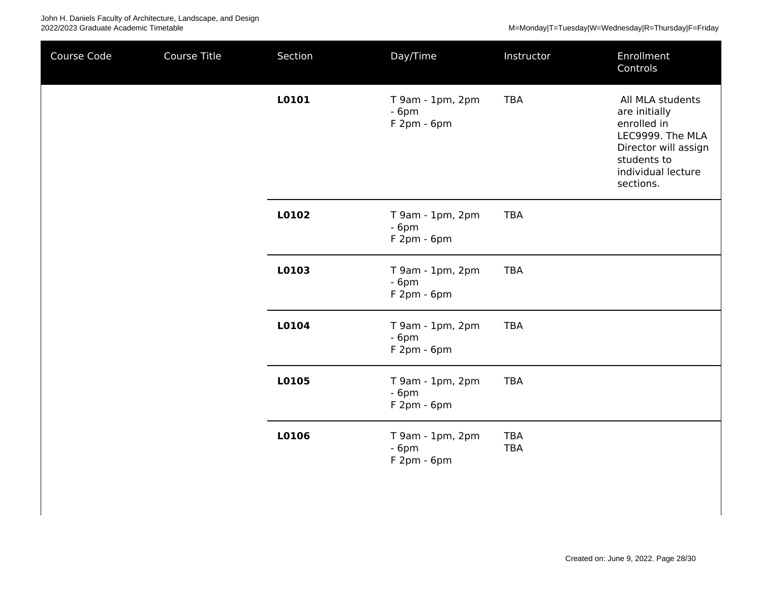| Course Code | Course Title | Section | Day/Time | Instructor | Enrollment Controls |
|---|---|---|---|---|---|
| | | **L0101** | T 9am - 1pm, 2pm - 6pm<br>F 2pm - 6pm | TBA | All MLA students are initially enrolled in LEC9999. The MLA Director will assign students to individual lecture sections. |
| | | **L0102** | T 9am - 1pm, 2pm - 6pm<br>F 2pm - 6pm | TBA | |
| | | **L0103** | T 9am - 1pm, 2pm - 6pm<br>F 2pm - 6pm | TBA | |
| | | **L0104** | T 9am - 1pm, 2pm - 6pm<br>F 2pm - 6pm | TBA | |
| | | **L0105** | T 9am - 1pm, 2pm - 6pm<br>F 2pm - 6pm | TBA | |
| | | **L0106** | T 9am - 1pm, 2pm - 6pm<br>F 2pm - 6pm | TBA<br>TBA | |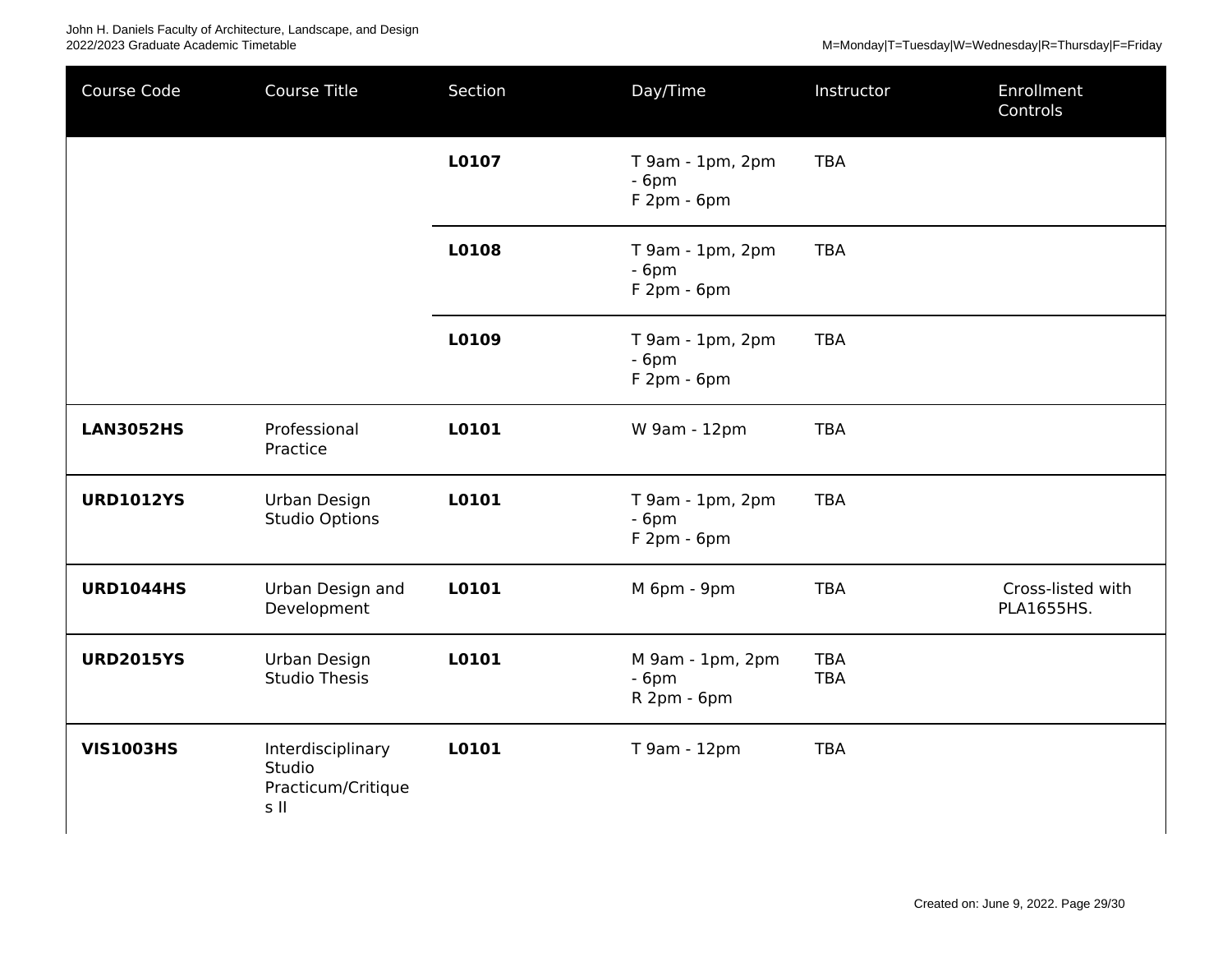| Course Code | Course Title | Section | Day/Time | Instructor | Enrollment Controls |
|---|---|---|---|---|---|
| | | **L0107** | T 9am - 1pm, 2pm - 6pm<br>F 2pm - 6pm | TBA | |
| | | **L0108** | T 9am - 1pm, 2pm - 6pm<br>F 2pm - 6pm | TBA | |
| | | **L0109** | T 9am - 1pm, 2pm - 6pm<br>F 2pm - 6pm | TBA | |
| **LAN3052HS** | Professional Practice | **L0101** | W 9am - 12pm | TBA | |
| **URD1012YS** | Urban Design Studio Options | **L0101** | T 9am - 1pm, 2pm - 6pm<br>F 2pm - 6pm | TBA | |
| **URD1044HS** | Urban Design and Development | **L0101** | M 6pm - 9pm | TBA | Cross-listed with PLA1655HS. |
| **URD2015YS** | Urban Design Studio Thesis | **L0101** | M 9am - 1pm, 2pm - 6pm<br>R 2pm - 6pm | TBA<br>TBA | |
| **VIS1003HS** | Interdisciplinary Studio Practicum/Critiques II | **L0101** | T 9am - 12pm | TBA | |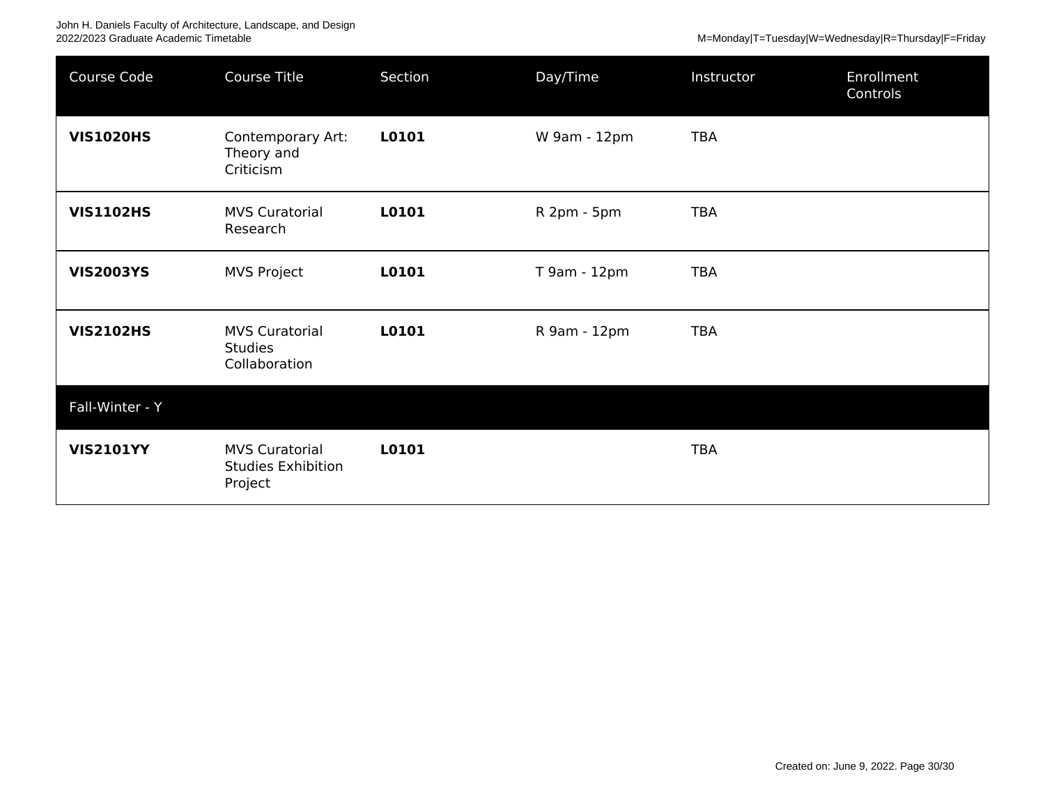| Course Code | Course Title | Section | Day/Time | Instructor | Enrollment Controls |
|---|---|---|---|---|---|
| **VIS1020HS** | Contemporary Art: Theory and Criticism | **L0101** | W 9am - 12pm | TBA | |
| **VIS1102HS** | MVS Curatorial Research | **L0101** | R 2pm - 5pm | TBA | |
| **VIS2003YS** | MVS Project | **L0101** | T 9am - 12pm | TBA | |
| **VIS2102HS** | MVS Curatorial Studies Collaboration | **L0101** | R 9am - 12pm | TBA | |
| Fall-Winter - Y | | | | | |
| **VIS2101YY** | MVS Curatorial Studies Exhibition Project | **L0101** | | TBA | |